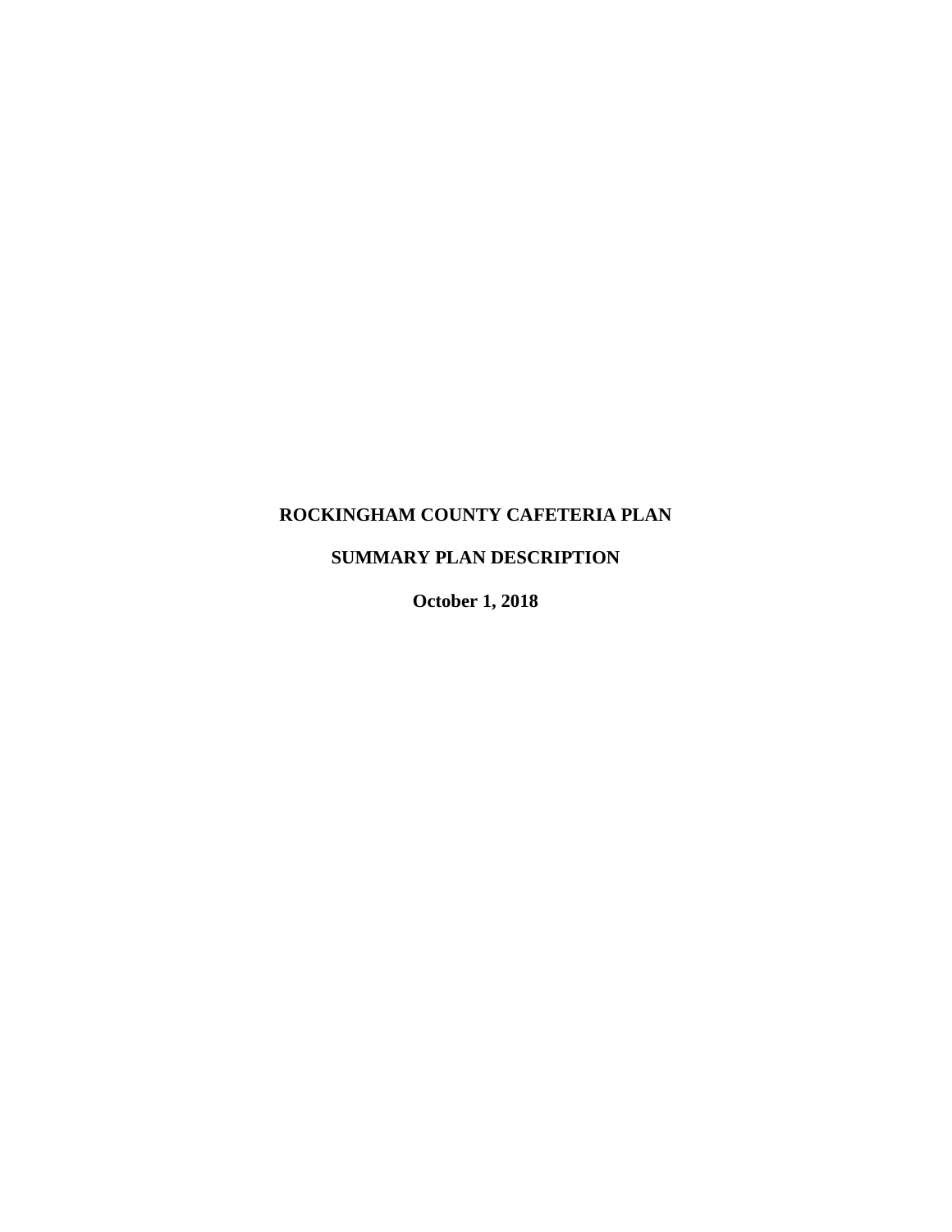# ROCKINGHAM COUNTY CAFETERIA PLAN

## SUMMARY PLAN DESCRIPTION

**October 1, 2018**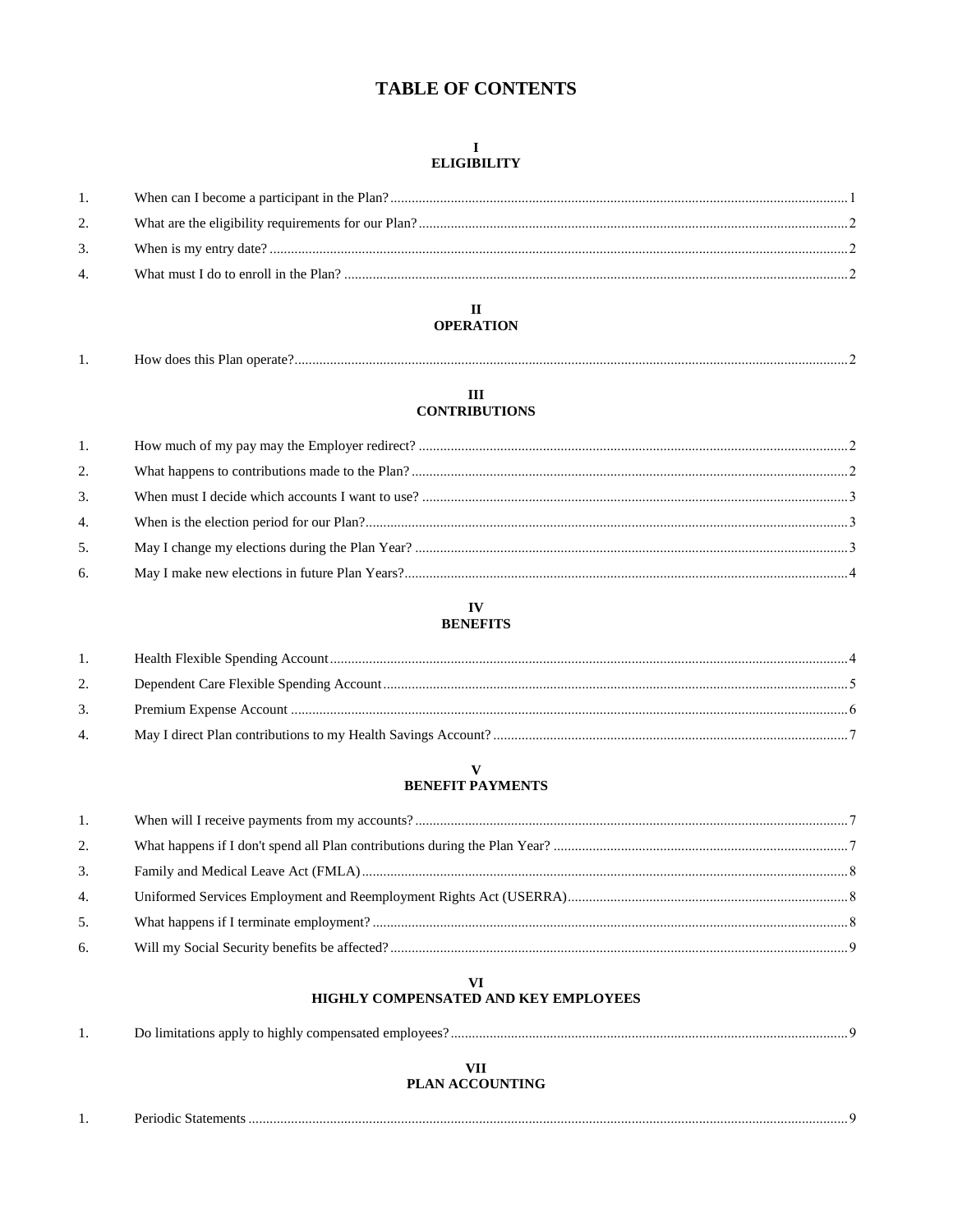# TABLE OF CONTENTS

## I
## ELIGIBILITY

| | | |
|---|---|---|
| 1. | When can I become a participant in the Plan? | 1 |
| 2. | What are the eligibility requirements for our Plan? | 2 |
| 3. | When is my entry date? | 2 |
| 4. | What must I do to enroll in the Plan? | 2 |

## II
## OPERATION

| | | |
|---|---|---|
| 1. | How does this Plan operate? | 2 |

## III
## CONTRIBUTIONS

| | | |
|---|---|---|
| 1. | How much of my pay may the Employer redirect? | 2 |
| 2. | What happens to contributions made to the Plan? | 2 |
| 3. | When must I decide which accounts I want to use? | 3 |
| 4. | When is the election period for our Plan? | 3 |
| 5. | May I change my elections during the Plan Year? | 3 |
| 6. | May I make new elections in future Plan Years? | 4 |

## IV
## BENEFITS

| | | |
|---|---|---|
| 1. | Health Flexible Spending Account | 4 |
| 2. | Dependent Care Flexible Spending Account | 5 |
| 3. | Premium Expense Account | 6 |
| 4. | May I direct Plan contributions to my Health Savings Account? | 7 |

## V
## BENEFIT PAYMENTS

| | | |
|---|---|---|
| 1. | When will I receive payments from my accounts? | 7 |
| 2. | What happens if I don't spend all Plan contributions during the Plan Year? | 7 |
| 3. | Family and Medical Leave Act (FMLA) | 8 |
| 4. | Uniformed Services Employment and Reemployment Rights Act (USERRA) | 8 |
| 5. | What happens if I terminate employment? | 8 |
| 6. | Will my Social Security benefits be affected? | 9 |

## VI
## HIGHLY COMPENSATED AND KEY EMPLOYEES

| | | |
|---|---|---|
| 1. | Do limitations apply to highly compensated employees? | 9 |

## VII
## PLAN ACCOUNTING

| | | |
|---|---|---|
| 1. | Periodic Statements | 9 |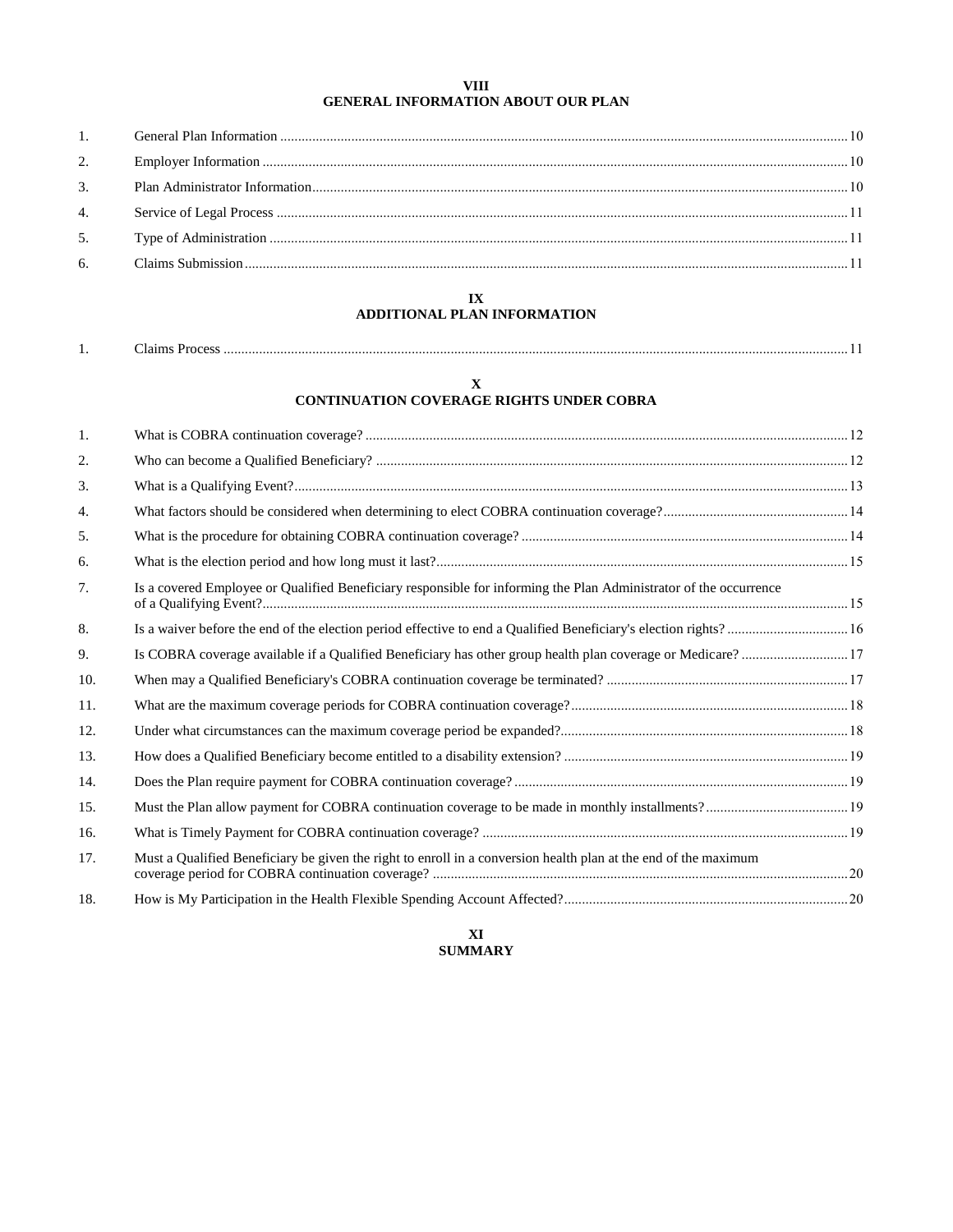## VIII
## GENERAL INFORMATION ABOUT OUR PLAN

| | | |
|---|---|---|
| 1. | General Plan Information | 10 |
| 2. | Employer Information | 10 |
| 3. | Plan Administrator Information | 10 |
| 4. | Service of Legal Process | 11 |
| 5. | Type of Administration | 11 |
| 6. | Claims Submission | 11 |

## IX
## ADDITIONAL PLAN INFORMATION

| | | |
|---|---|---|
| 1. | Claims Process | 11 |

## X
## CONTINUATION COVERAGE RIGHTS UNDER COBRA

| | | |
|---|---|---|
| 1. | What is COBRA continuation coverage? | 12 |
| 2. | Who can become a Qualified Beneficiary? | 12 |
| 3. | What is a Qualifying Event? | 13 |
| 4. | What factors should be considered when determining to elect COBRA continuation coverage? | 14 |
| 5. | What is the procedure for obtaining COBRA continuation coverage? | 14 |
| 6. | What is the election period and how long must it last? | 15 |
| 7. | Is a covered Employee or Qualified Beneficiary responsible for informing the Plan Administrator of the occurrence of a Qualifying Event? | 15 |
| 8. | Is a waiver before the end of the election period effective to end a Qualified Beneficiary's election rights? | 16 |
| 9. | Is COBRA coverage available if a Qualified Beneficiary has other group health plan coverage or Medicare? | 17 |
| 10. | When may a Qualified Beneficiary's COBRA continuation coverage be terminated? | 17 |
| 11. | What are the maximum coverage periods for COBRA continuation coverage? | 18 |
| 12. | Under what circumstances can the maximum coverage period be expanded? | 18 |
| 13. | How does a Qualified Beneficiary become entitled to a disability extension? | 19 |
| 14. | Does the Plan require payment for COBRA continuation coverage? | 19 |
| 15. | Must the Plan allow payment for COBRA continuation coverage to be made in monthly installments? | 19 |
| 16. | What is Timely Payment for COBRA continuation coverage? | 19 |
| 17. | Must a Qualified Beneficiary be given the right to enroll in a conversion health plan at the end of the maximum coverage period for COBRA continuation coverage? | 20 |
| 18. | How is My Participation in the Health Flexible Spending Account Affected? | 20 |

## XI
## SUMMARY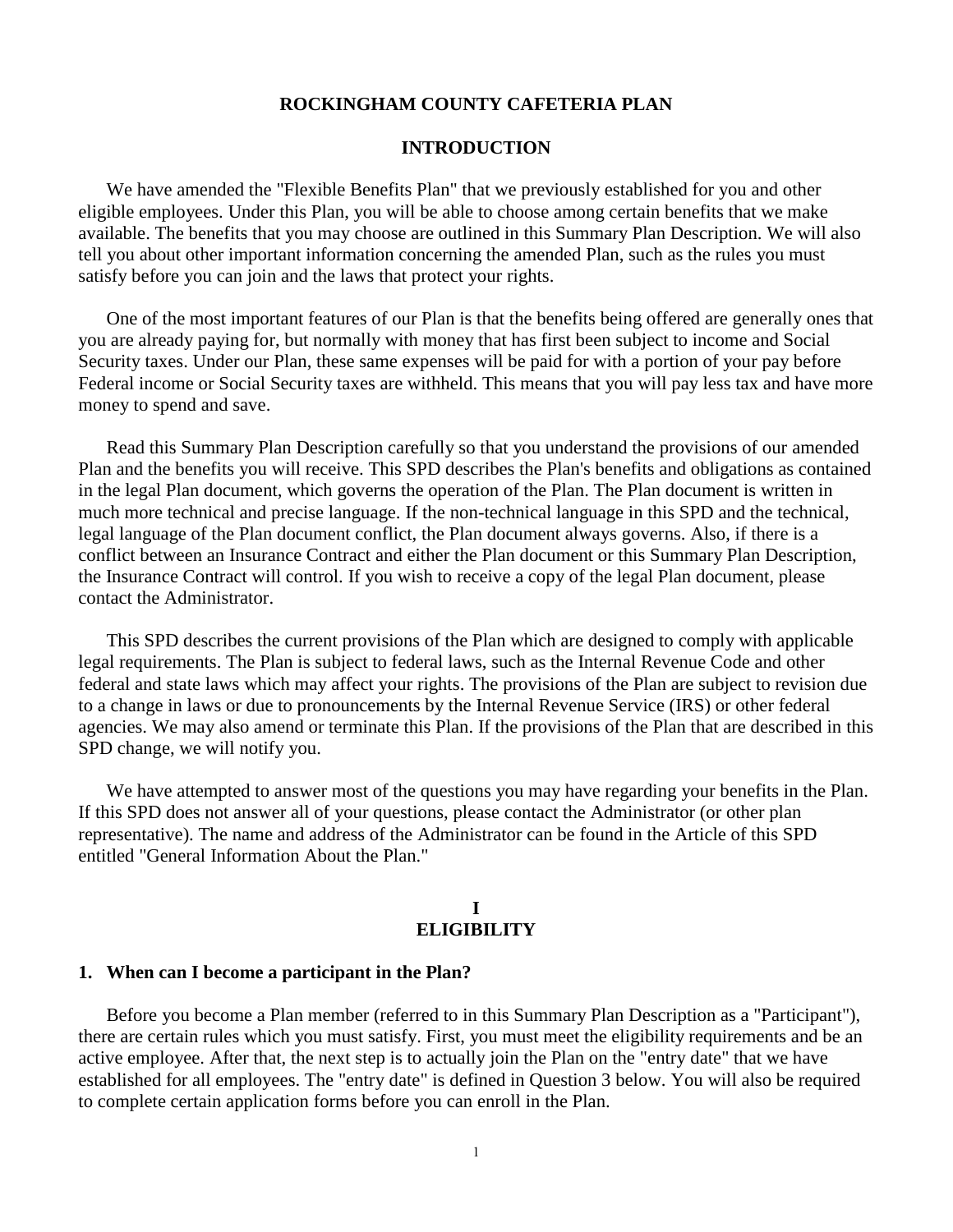# ROCKINGHAM COUNTY CAFETERIA PLAN

## INTRODUCTION

We have amended the "Flexible Benefits Plan" that we previously established for you and other eligible employees. Under this Plan, you will be able to choose among certain benefits that we make available. The benefits that you may choose are outlined in this Summary Plan Description. We will also tell you about other important information concerning the amended Plan, such as the rules you must satisfy before you can join and the laws that protect your rights.

One of the most important features of our Plan is that the benefits being offered are generally ones that you are already paying for, but normally with money that has first been subject to income and Social Security taxes. Under our Plan, these same expenses will be paid for with a portion of your pay before Federal income or Social Security taxes are withheld. This means that you will pay less tax and have more money to spend and save.

Read this Summary Plan Description carefully so that you understand the provisions of our amended Plan and the benefits you will receive. This SPD describes the Plan's benefits and obligations as contained in the legal Plan document, which governs the operation of the Plan. The Plan document is written in much more technical and precise language. If the non-technical language in this SPD and the technical, legal language of the Plan document conflict, the Plan document always governs. Also, if there is a conflict between an Insurance Contract and either the Plan document or this Summary Plan Description, the Insurance Contract will control. If you wish to receive a copy of the legal Plan document, please contact the Administrator.

This SPD describes the current provisions of the Plan which are designed to comply with applicable legal requirements. The Plan is subject to federal laws, such as the Internal Revenue Code and other federal and state laws which may affect your rights. The provisions of the Plan are subject to revision due to a change in laws or due to pronouncements by the Internal Revenue Service (IRS) or other federal agencies. We may also amend or terminate this Plan. If the provisions of the Plan that are described in this SPD change, we will notify you.

We have attempted to answer most of the questions you may have regarding your benefits in the Plan. If this SPD does not answer all of your questions, please contact the Administrator (or other plan representative). The name and address of the Administrator can be found in the Article of this SPD entitled "General Information About the Plan."

## I
## ELIGIBILITY

### 1. When can I become a participant in the Plan?

Before you become a Plan member (referred to in this Summary Plan Description as a "Participant"), there are certain rules which you must satisfy. First, you must meet the eligibility requirements and be an active employee. After that, the next step is to actually join the Plan on the "entry date" that we have established for all employees. The "entry date" is defined in Question 3 below. You will also be required to complete certain application forms before you can enroll in the Plan.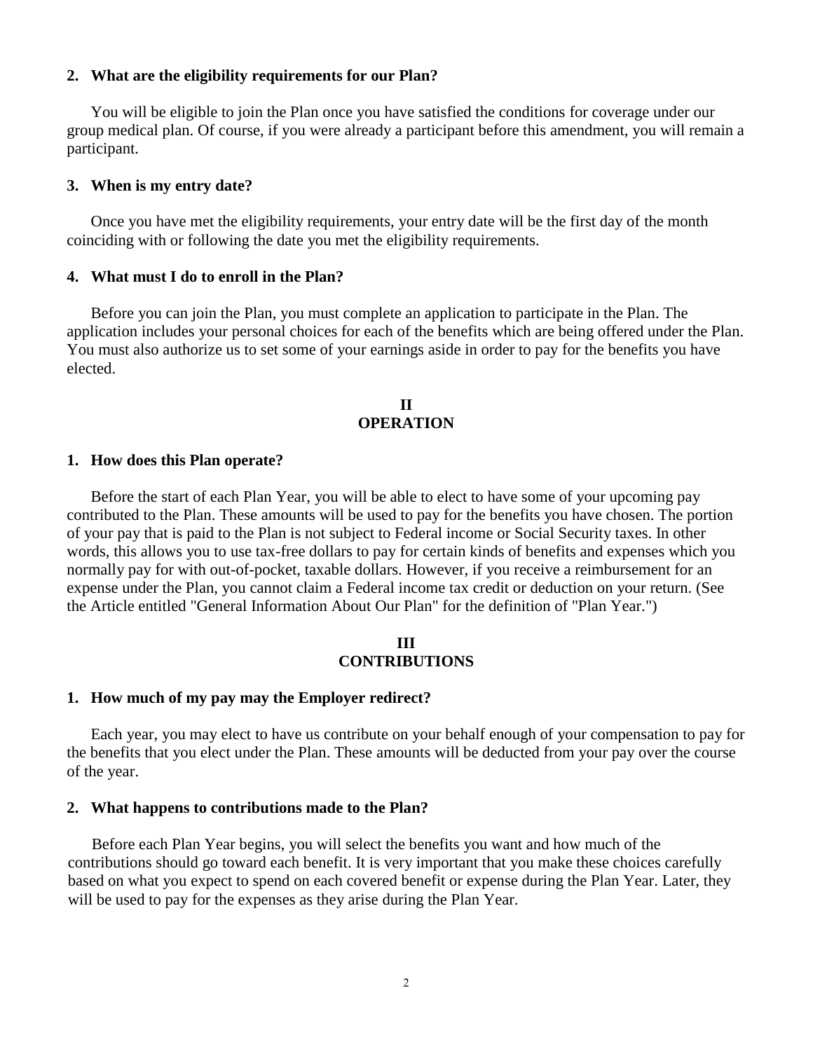### 2. What are the eligibility requirements for our Plan?

You will be eligible to join the Plan once you have satisfied the conditions for coverage under our group medical plan. Of course, if you were already a participant before this amendment, you will remain a participant.

### 3. When is my entry date?

Once you have met the eligibility requirements, your entry date will be the first day of the month coinciding with or following the date you met the eligibility requirements.

### 4. What must I do to enroll in the Plan?

Before you can join the Plan, you must complete an application to participate in the Plan. The application includes your personal choices for each of the benefits which are being offered under the Plan. You must also authorize us to set some of your earnings aside in order to pay for the benefits you have elected.

## II
## OPERATION

### 1. How does this Plan operate?

Before the start of each Plan Year, you will be able to elect to have some of your upcoming pay contributed to the Plan. These amounts will be used to pay for the benefits you have chosen. The portion of your pay that is paid to the Plan is not subject to Federal income or Social Security taxes. In other words, this allows you to use tax-free dollars to pay for certain kinds of benefits and expenses which you normally pay for with out-of-pocket, taxable dollars. However, if you receive a reimbursement for an expense under the Plan, you cannot claim a Federal income tax credit or deduction on your return. (See the Article entitled "General Information About Our Plan" for the definition of "Plan Year.")

## III
## CONTRIBUTIONS

### 1. How much of my pay may the Employer redirect?

Each year, you may elect to have us contribute on your behalf enough of your compensation to pay for the benefits that you elect under the Plan. These amounts will be deducted from your pay over the course of the year.

### 2. What happens to contributions made to the Plan?

Before each Plan Year begins, you will select the benefits you want and how much of the contributions should go toward each benefit. It is very important that you make these choices carefully based on what you expect to spend on each covered benefit or expense during the Plan Year. Later, they will be used to pay for the expenses as they arise during the Plan Year.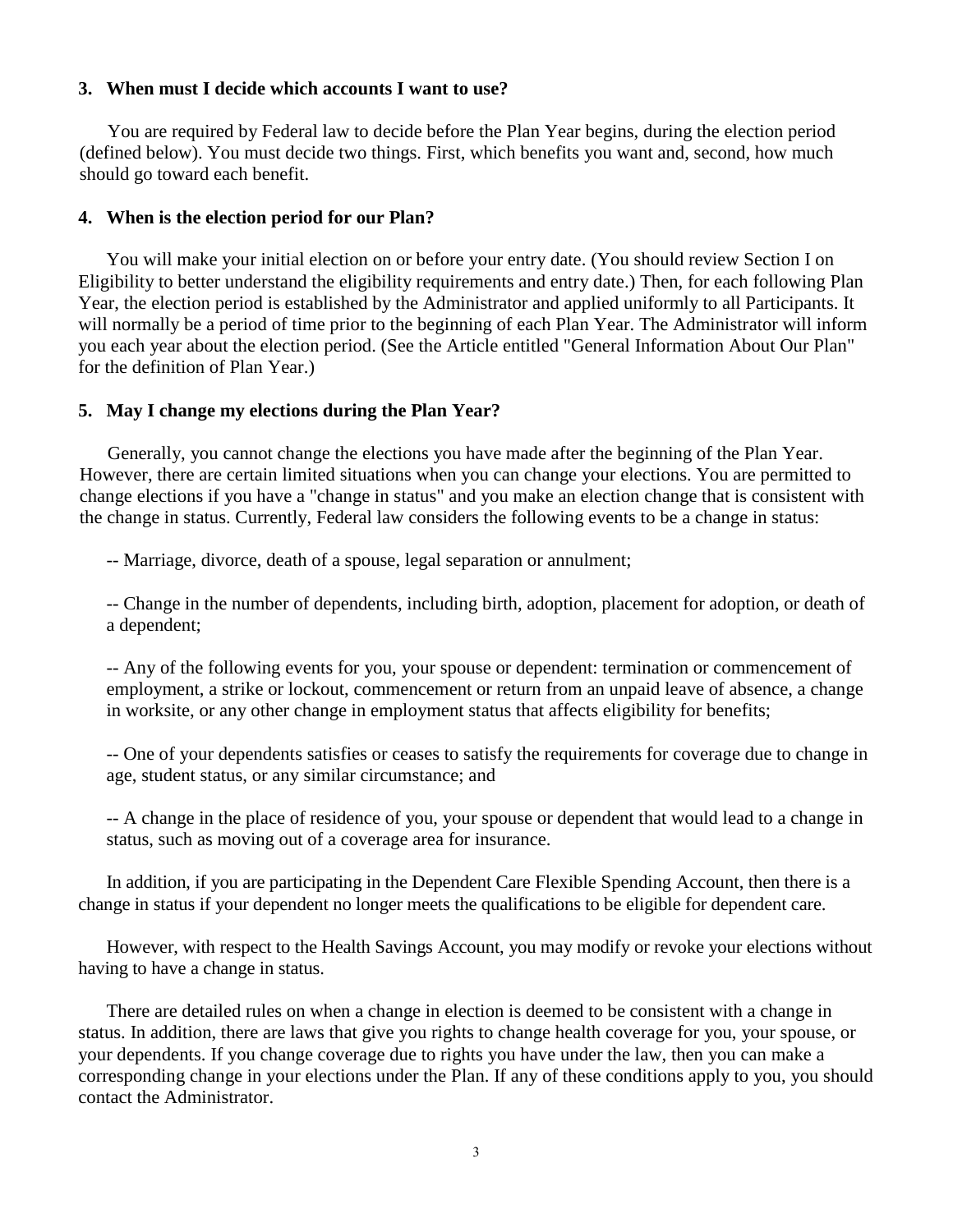### 3. When must I decide which accounts I want to use?

You are required by Federal law to decide before the Plan Year begins, during the election period (defined below). You must decide two things. First, which benefits you want and, second, how much should go toward each benefit.

### 4. When is the election period for our Plan?

You will make your initial election on or before your entry date. (You should review Section I on Eligibility to better understand the eligibility requirements and entry date.) Then, for each following Plan Year, the election period is established by the Administrator and applied uniformly to all Participants. It will normally be a period of time prior to the beginning of each Plan Year. The Administrator will inform you each year about the election period. (See the Article entitled "General Information About Our Plan" for the definition of Plan Year.)

### 5. May I change my elections during the Plan Year?

Generally, you cannot change the elections you have made after the beginning of the Plan Year. However, there are certain limited situations when you can change your elections. You are permitted to change elections if you have a "change in status" and you make an election change that is consistent with the change in status. Currently, Federal law considers the following events to be a change in status:

-- Marriage, divorce, death of a spouse, legal separation or annulment;

-- Change in the number of dependents, including birth, adoption, placement for adoption, or death of a dependent;

-- Any of the following events for you, your spouse or dependent: termination or commencement of employment, a strike or lockout, commencement or return from an unpaid leave of absence, a change in worksite, or any other change in employment status that affects eligibility for benefits;

-- One of your dependents satisfies or ceases to satisfy the requirements for coverage due to change in age, student status, or any similar circumstance; and

-- A change in the place of residence of you, your spouse or dependent that would lead to a change in status, such as moving out of a coverage area for insurance.

In addition, if you are participating in the Dependent Care Flexible Spending Account, then there is a change in status if your dependent no longer meets the qualifications to be eligible for dependent care.

However, with respect to the Health Savings Account, you may modify or revoke your elections without having to have a change in status.

There are detailed rules on when a change in election is deemed to be consistent with a change in status. In addition, there are laws that give you rights to change health coverage for you, your spouse, or your dependents. If you change coverage due to rights you have under the law, then you can make a corresponding change in your elections under the Plan. If any of these conditions apply to you, you should contact the Administrator.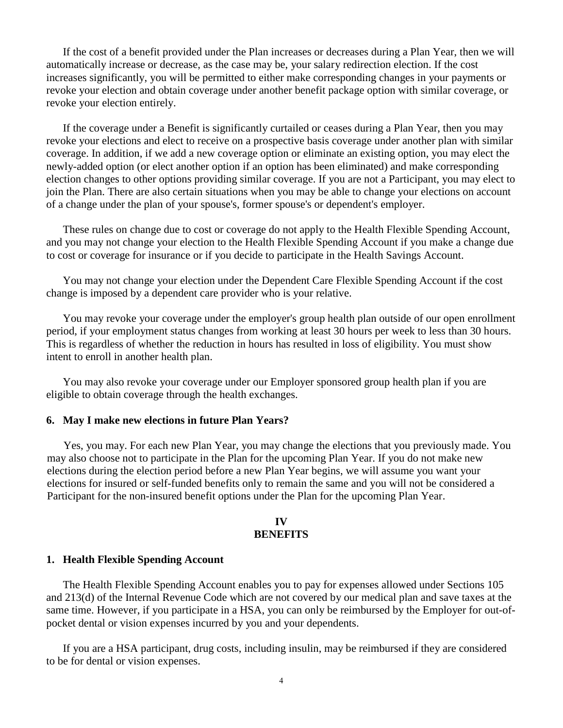If the cost of a benefit provided under the Plan increases or decreases during a Plan Year, then we will automatically increase or decrease, as the case may be, your salary redirection election. If the cost increases significantly, you will be permitted to either make corresponding changes in your payments or revoke your election and obtain coverage under another benefit package option with similar coverage, or revoke your election entirely.

If the coverage under a Benefit is significantly curtailed or ceases during a Plan Year, then you may revoke your elections and elect to receive on a prospective basis coverage under another plan with similar coverage. In addition, if we add a new coverage option or eliminate an existing option, you may elect the newly-added option (or elect another option if an option has been eliminated) and make corresponding election changes to other options providing similar coverage. If you are not a Participant, you may elect to join the Plan. There are also certain situations when you may be able to change your elections on account of a change under the plan of your spouse's, former spouse's or dependent's employer.

These rules on change due to cost or coverage do not apply to the Health Flexible Spending Account, and you may not change your election to the Health Flexible Spending Account if you make a change due to cost or coverage for insurance or if you decide to participate in the Health Savings Account.

You may not change your election under the Dependent Care Flexible Spending Account if the cost change is imposed by a dependent care provider who is your relative.

You may revoke your coverage under the employer's group health plan outside of our open enrollment period, if your employment status changes from working at least 30 hours per week to less than 30 hours. This is regardless of whether the reduction in hours has resulted in loss of eligibility. You must show intent to enroll in another health plan.

You may also revoke your coverage under our Employer sponsored group health plan if you are eligible to obtain coverage through the health exchanges.

### 6. May I make new elections in future Plan Years?

Yes, you may. For each new Plan Year, you may change the elections that you previously made. You may also choose not to participate in the Plan for the upcoming Plan Year. If you do not make new elections during the election period before a new Plan Year begins, we will assume you want your elections for insured or self-funded benefits only to remain the same and you will not be considered a Participant for the non-insured benefit options under the Plan for the upcoming Plan Year.

## IV
## BENEFITS

### 1. Health Flexible Spending Account

The Health Flexible Spending Account enables you to pay for expenses allowed under Sections 105 and 213(d) of the Internal Revenue Code which are not covered by our medical plan and save taxes at the same time. However, if you participate in a HSA, you can only be reimbursed by the Employer for out-of-pocket dental or vision expenses incurred by you and your dependents.

If you are a HSA participant, drug costs, including insulin, may be reimbursed if they are considered to be for dental or vision expenses.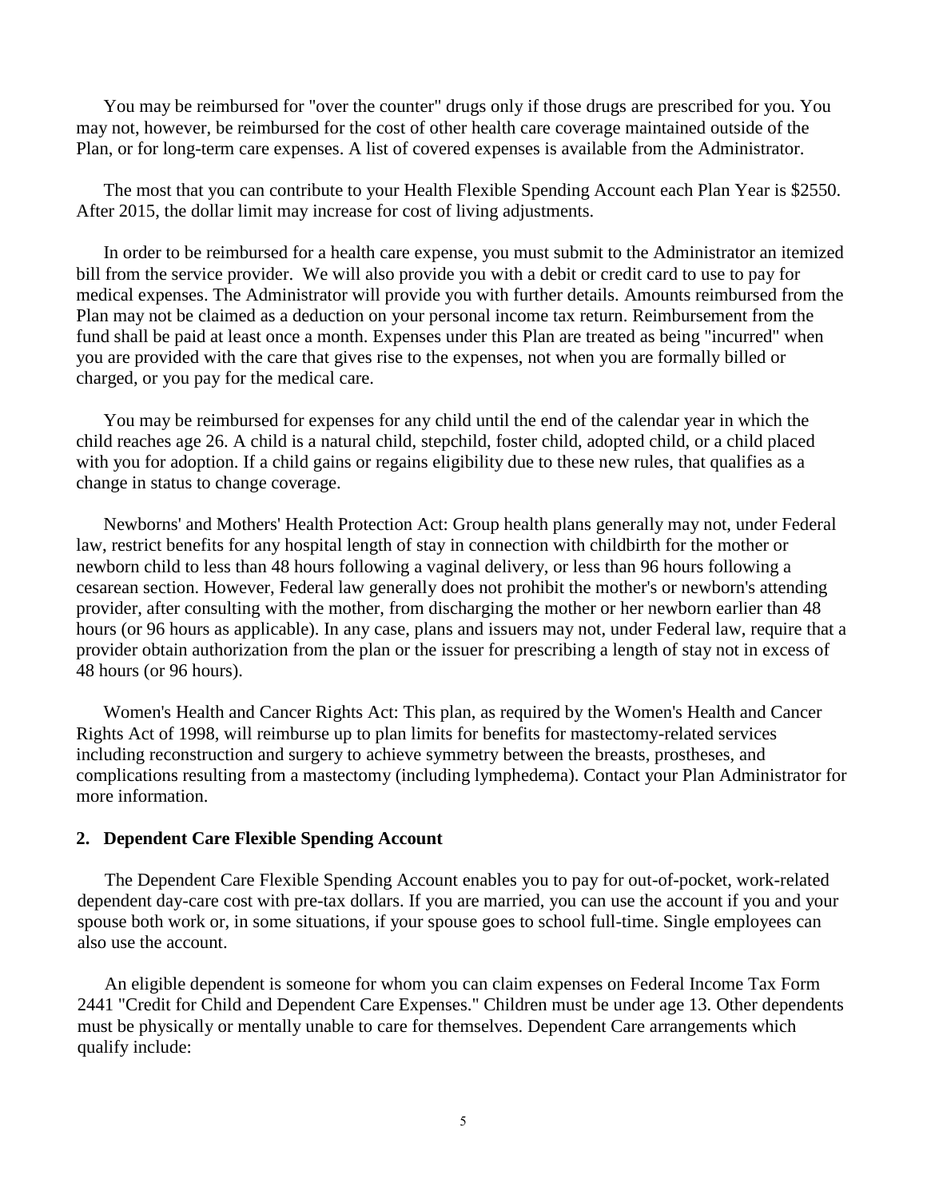You may be reimbursed for "over the counter" drugs only if those drugs are prescribed for you. You may not, however, be reimbursed for the cost of other health care coverage maintained outside of the Plan, or for long-term care expenses. A list of covered expenses is available from the Administrator.

The most that you can contribute to your Health Flexible Spending Account each Plan Year is $2550. After 2015, the dollar limit may increase for cost of living adjustments.

In order to be reimbursed for a health care expense, you must submit to the Administrator an itemized bill from the service provider. We will also provide you with a debit or credit card to use to pay for medical expenses. The Administrator will provide you with further details. Amounts reimbursed from the Plan may not be claimed as a deduction on your personal income tax return. Reimbursement from the fund shall be paid at least once a month. Expenses under this Plan are treated as being "incurred" when you are provided with the care that gives rise to the expenses, not when you are formally billed or charged, or you pay for the medical care.

You may be reimbursed for expenses for any child until the end of the calendar year in which the child reaches age 26. A child is a natural child, stepchild, foster child, adopted child, or a child placed with you for adoption. If a child gains or regains eligibility due to these new rules, that qualifies as a change in status to change coverage.

Newborns' and Mothers' Health Protection Act: Group health plans generally may not, under Federal law, restrict benefits for any hospital length of stay in connection with childbirth for the mother or newborn child to less than 48 hours following a vaginal delivery, or less than 96 hours following a cesarean section. However, Federal law generally does not prohibit the mother's or newborn's attending provider, after consulting with the mother, from discharging the mother or her newborn earlier than 48 hours (or 96 hours as applicable). In any case, plans and issuers may not, under Federal law, require that a provider obtain authorization from the plan or the issuer for prescribing a length of stay not in excess of 48 hours (or 96 hours).

Women's Health and Cancer Rights Act: This plan, as required by the Women's Health and Cancer Rights Act of 1998, will reimburse up to plan limits for benefits for mastectomy-related services including reconstruction and surgery to achieve symmetry between the breasts, prostheses, and complications resulting from a mastectomy (including lymphedema). Contact your Plan Administrator for more information.

### 2. Dependent Care Flexible Spending Account

The Dependent Care Flexible Spending Account enables you to pay for out-of-pocket, work-related dependent day-care cost with pre-tax dollars. If you are married, you can use the account if you and your spouse both work or, in some situations, if your spouse goes to school full-time. Single employees can also use the account.

An eligible dependent is someone for whom you can claim expenses on Federal Income Tax Form 2441 "Credit for Child and Dependent Care Expenses." Children must be under age 13. Other dependents must be physically or mentally unable to care for themselves. Dependent Care arrangements which qualify include: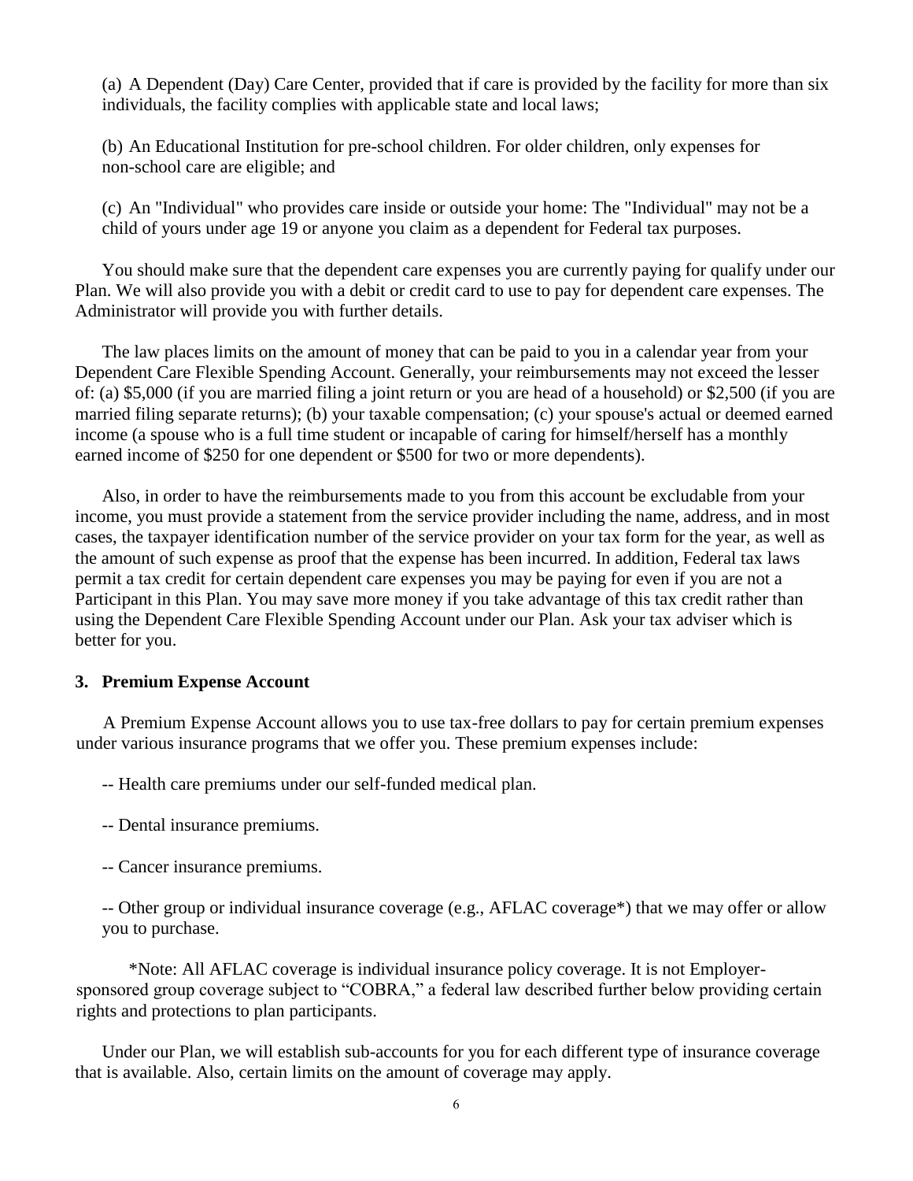(a) A Dependent (Day) Care Center, provided that if care is provided by the facility for more than six individuals, the facility complies with applicable state and local laws;

(b) An Educational Institution for pre-school children. For older children, only expenses for non-school care are eligible; and

(c) An "Individual" who provides care inside or outside your home: The "Individual" may not be a child of yours under age 19 or anyone you claim as a dependent for Federal tax purposes.

You should make sure that the dependent care expenses you are currently paying for qualify under our Plan. We will also provide you with a debit or credit card to use to pay for dependent care expenses. The Administrator will provide you with further details.

The law places limits on the amount of money that can be paid to you in a calendar year from your Dependent Care Flexible Spending Account. Generally, your reimbursements may not exceed the lesser of: (a) $5,000 (if you are married filing a joint return or you are head of a household) or $2,500 (if you are married filing separate returns); (b) your taxable compensation; (c) your spouse's actual or deemed earned income (a spouse who is a full time student or incapable of caring for himself/herself has a monthly earned income of $250 for one dependent or $500 for two or more dependents).

Also, in order to have the reimbursements made to you from this account be excludable from your income, you must provide a statement from the service provider including the name, address, and in most cases, the taxpayer identification number of the service provider on your tax form for the year, as well as the amount of such expense as proof that the expense has been incurred. In addition, Federal tax laws permit a tax credit for certain dependent care expenses you may be paying for even if you are not a Participant in this Plan. You may save more money if you take advantage of this tax credit rather than using the Dependent Care Flexible Spending Account under our Plan. Ask your tax adviser which is better for you.

### 3. Premium Expense Account

A Premium Expense Account allows you to use tax-free dollars to pay for certain premium expenses under various insurance programs that we offer you. These premium expenses include:

-- Health care premiums under our self-funded medical plan.

-- Dental insurance premiums.

-- Cancer insurance premiums.

-- Other group or individual insurance coverage (e.g., AFLAC coverage*) that we may offer or allow you to purchase.

*Note: All AFLAC coverage is individual insurance policy coverage. It is not Employer-sponsored group coverage subject to "COBRA," a federal law described further below providing certain rights and protections to plan participants.

Under our Plan, we will establish sub-accounts for you for each different type of insurance coverage that is available. Also, certain limits on the amount of coverage may apply.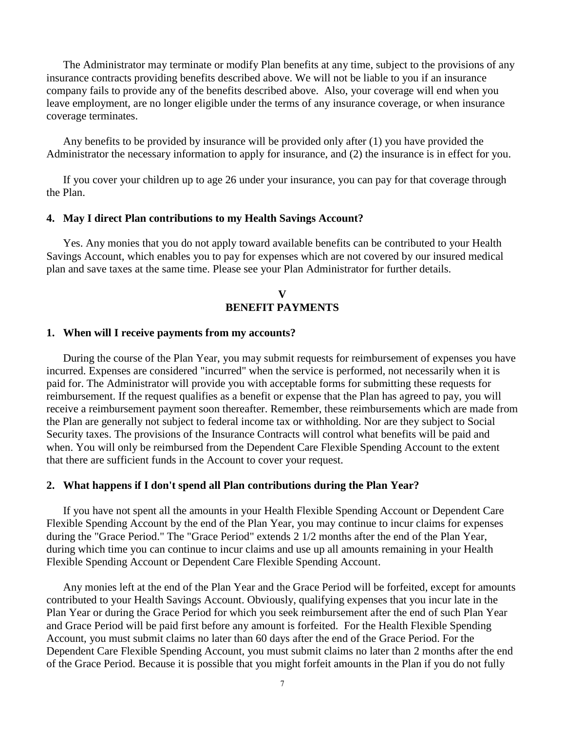The Administrator may terminate or modify Plan benefits at any time, subject to the provisions of any insurance contracts providing benefits described above. We will not be liable to you if an insurance company fails to provide any of the benefits described above. Also, your coverage will end when you leave employment, are no longer eligible under the terms of any insurance coverage, or when insurance coverage terminates.

Any benefits to be provided by insurance will be provided only after (1) you have provided the Administrator the necessary information to apply for insurance, and (2) the insurance is in effect for you.

If you cover your children up to age 26 under your insurance, you can pay for that coverage through the Plan.

### 4. May I direct Plan contributions to my Health Savings Account?

Yes. Any monies that you do not apply toward available benefits can be contributed to your Health Savings Account, which enables you to pay for expenses which are not covered by our insured medical plan and save taxes at the same time. Please see your Plan Administrator for further details.

## V
## BENEFIT PAYMENTS

### 1. When will I receive payments from my accounts?

During the course of the Plan Year, you may submit requests for reimbursement of expenses you have incurred. Expenses are considered "incurred" when the service is performed, not necessarily when it is paid for. The Administrator will provide you with acceptable forms for submitting these requests for reimbursement. If the request qualifies as a benefit or expense that the Plan has agreed to pay, you will receive a reimbursement payment soon thereafter. Remember, these reimbursements which are made from the Plan are generally not subject to federal income tax or withholding. Nor are they subject to Social Security taxes. The provisions of the Insurance Contracts will control what benefits will be paid and when. You will only be reimbursed from the Dependent Care Flexible Spending Account to the extent that there are sufficient funds in the Account to cover your request.

### 2. What happens if I don't spend all Plan contributions during the Plan Year?

If you have not spent all the amounts in your Health Flexible Spending Account or Dependent Care Flexible Spending Account by the end of the Plan Year, you may continue to incur claims for expenses during the "Grace Period." The "Grace Period" extends 2 1/2 months after the end of the Plan Year, during which time you can continue to incur claims and use up all amounts remaining in your Health Flexible Spending Account or Dependent Care Flexible Spending Account.

Any monies left at the end of the Plan Year and the Grace Period will be forfeited, except for amounts contributed to your Health Savings Account. Obviously, qualifying expenses that you incur late in the Plan Year or during the Grace Period for which you seek reimbursement after the end of such Plan Year and Grace Period will be paid first before any amount is forfeited. For the Health Flexible Spending Account, you must submit claims no later than 60 days after the end of the Grace Period. For the Dependent Care Flexible Spending Account, you must submit claims no later than 2 months after the end of the Grace Period. Because it is possible that you might forfeit amounts in the Plan if you do not fully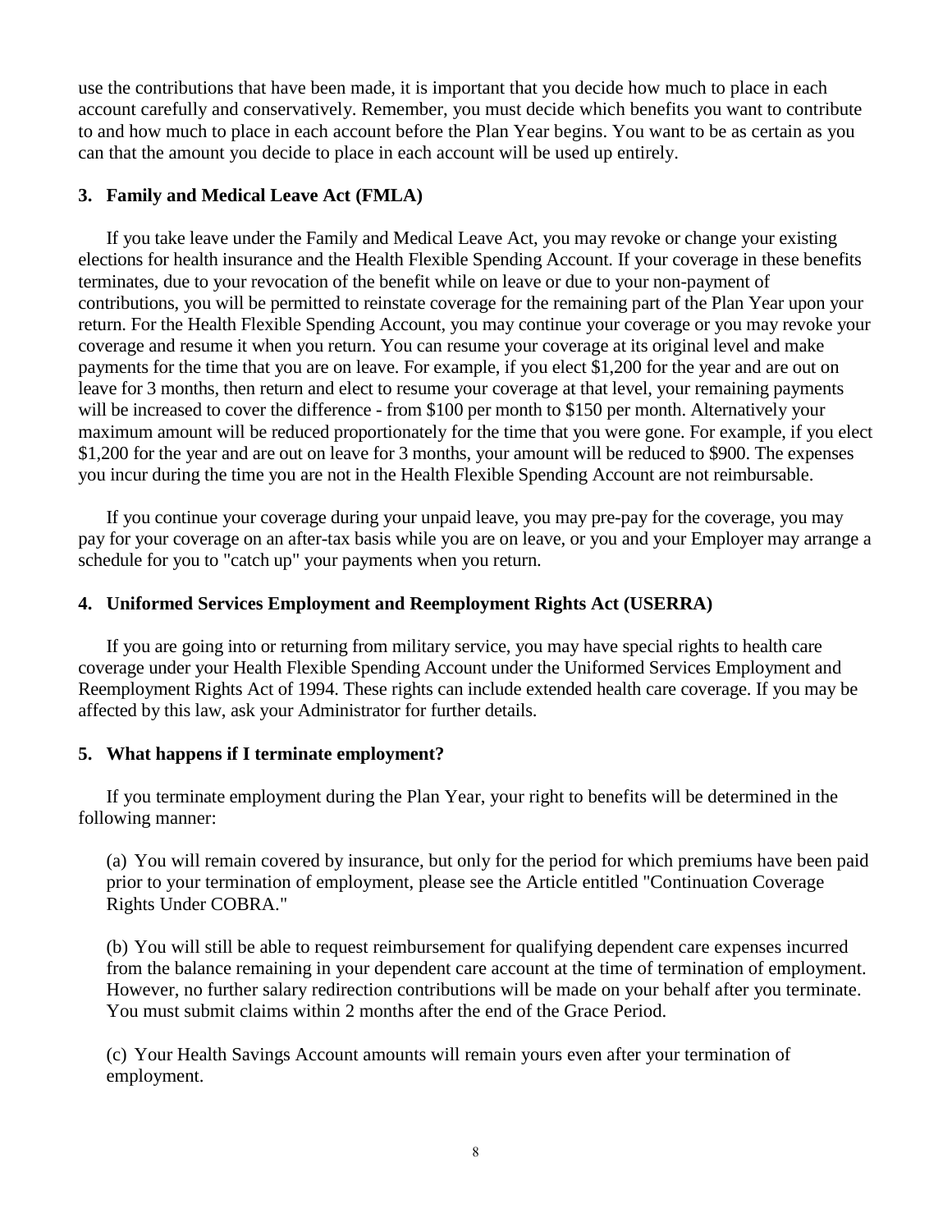use the contributions that have been made, it is important that you decide how much to place in each account carefully and conservatively. Remember, you must decide which benefits you want to contribute to and how much to place in each account before the Plan Year begins. You want to be as certain as you can that the amount you decide to place in each account will be used up entirely.

### 3. Family and Medical Leave Act (FMLA)

If you take leave under the Family and Medical Leave Act, you may revoke or change your existing elections for health insurance and the Health Flexible Spending Account. If your coverage in these benefits terminates, due to your revocation of the benefit while on leave or due to your non-payment of contributions, you will be permitted to reinstate coverage for the remaining part of the Plan Year upon your return. For the Health Flexible Spending Account, you may continue your coverage or you may revoke your coverage and resume it when you return. You can resume your coverage at its original level and make payments for the time that you are on leave. For example, if you elect $1,200 for the year and are out on leave for 3 months, then return and elect to resume your coverage at that level, your remaining payments will be increased to cover the difference - from $100 per month to $150 per month. Alternatively your maximum amount will be reduced proportionately for the time that you were gone. For example, if you elect $1,200 for the year and are out on leave for 3 months, your amount will be reduced to $900. The expenses you incur during the time you are not in the Health Flexible Spending Account are not reimbursable.

If you continue your coverage during your unpaid leave, you may pre-pay for the coverage, you may pay for your coverage on an after-tax basis while you are on leave, or you and your Employer may arrange a schedule for you to "catch up" your payments when you return.

### 4. Uniformed Services Employment and Reemployment Rights Act (USERRA)

If you are going into or returning from military service, you may have special rights to health care coverage under your Health Flexible Spending Account under the Uniformed Services Employment and Reemployment Rights Act of 1994. These rights can include extended health care coverage. If you may be affected by this law, ask your Administrator for further details.

### 5. What happens if I terminate employment?

If you terminate employment during the Plan Year, your right to benefits will be determined in the following manner:

(a) You will remain covered by insurance, but only for the period for which premiums have been paid prior to your termination of employment, please see the Article entitled "Continuation Coverage Rights Under COBRA."

(b) You will still be able to request reimbursement for qualifying dependent care expenses incurred from the balance remaining in your dependent care account at the time of termination of employment. However, no further salary redirection contributions will be made on your behalf after you terminate. You must submit claims within 2 months after the end of the Grace Period.

(c) Your Health Savings Account amounts will remain yours even after your termination of employment.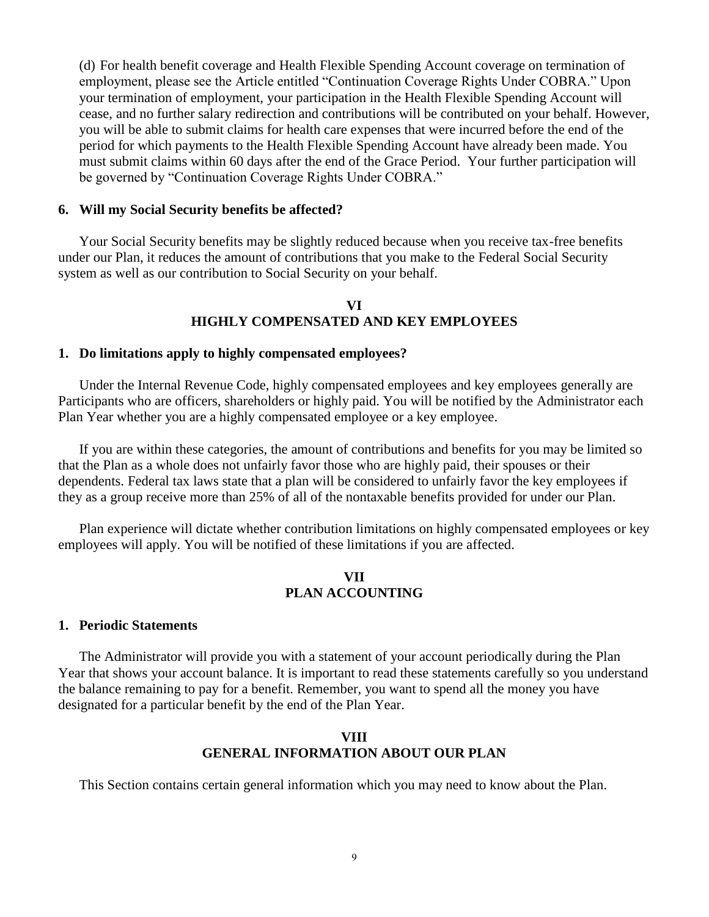(d) For health benefit coverage and Health Flexible Spending Account coverage on termination of employment, please see the Article entitled "Continuation Coverage Rights Under COBRA." Upon your termination of employment, your participation in the Health Flexible Spending Account will cease, and no further salary redirection and contributions will be contributed on your behalf. However, you will be able to submit claims for health care expenses that were incurred before the end of the period for which payments to the Health Flexible Spending Account have already been made. You must submit claims within 60 days after the end of the Grace Period. Your further participation will be governed by "Continuation Coverage Rights Under COBRA."

### 6. Will my Social Security benefits be affected?

Your Social Security benefits may be slightly reduced because when you receive tax-free benefits under our Plan, it reduces the amount of contributions that you make to the Federal Social Security system as well as our contribution to Social Security on your behalf.

## VI
## HIGHLY COMPENSATED AND KEY EMPLOYEES

### 1. Do limitations apply to highly compensated employees?

Under the Internal Revenue Code, highly compensated employees and key employees generally are Participants who are officers, shareholders or highly paid. You will be notified by the Administrator each Plan Year whether you are a highly compensated employee or a key employee.

If you are within these categories, the amount of contributions and benefits for you may be limited so that the Plan as a whole does not unfairly favor those who are highly paid, their spouses or their dependents. Federal tax laws state that a plan will be considered to unfairly favor the key employees if they as a group receive more than 25% of all of the nontaxable benefits provided for under our Plan.

Plan experience will dictate whether contribution limitations on highly compensated employees or key employees will apply. You will be notified of these limitations if you are affected.

## VII
## PLAN ACCOUNTING

### 1. Periodic Statements

The Administrator will provide you with a statement of your account periodically during the Plan Year that shows your account balance. It is important to read these statements carefully so you understand the balance remaining to pay for a benefit. Remember, you want to spend all the money you have designated for a particular benefit by the end of the Plan Year.

## VIII
## GENERAL INFORMATION ABOUT OUR PLAN

This Section contains certain general information which you may need to know about the Plan.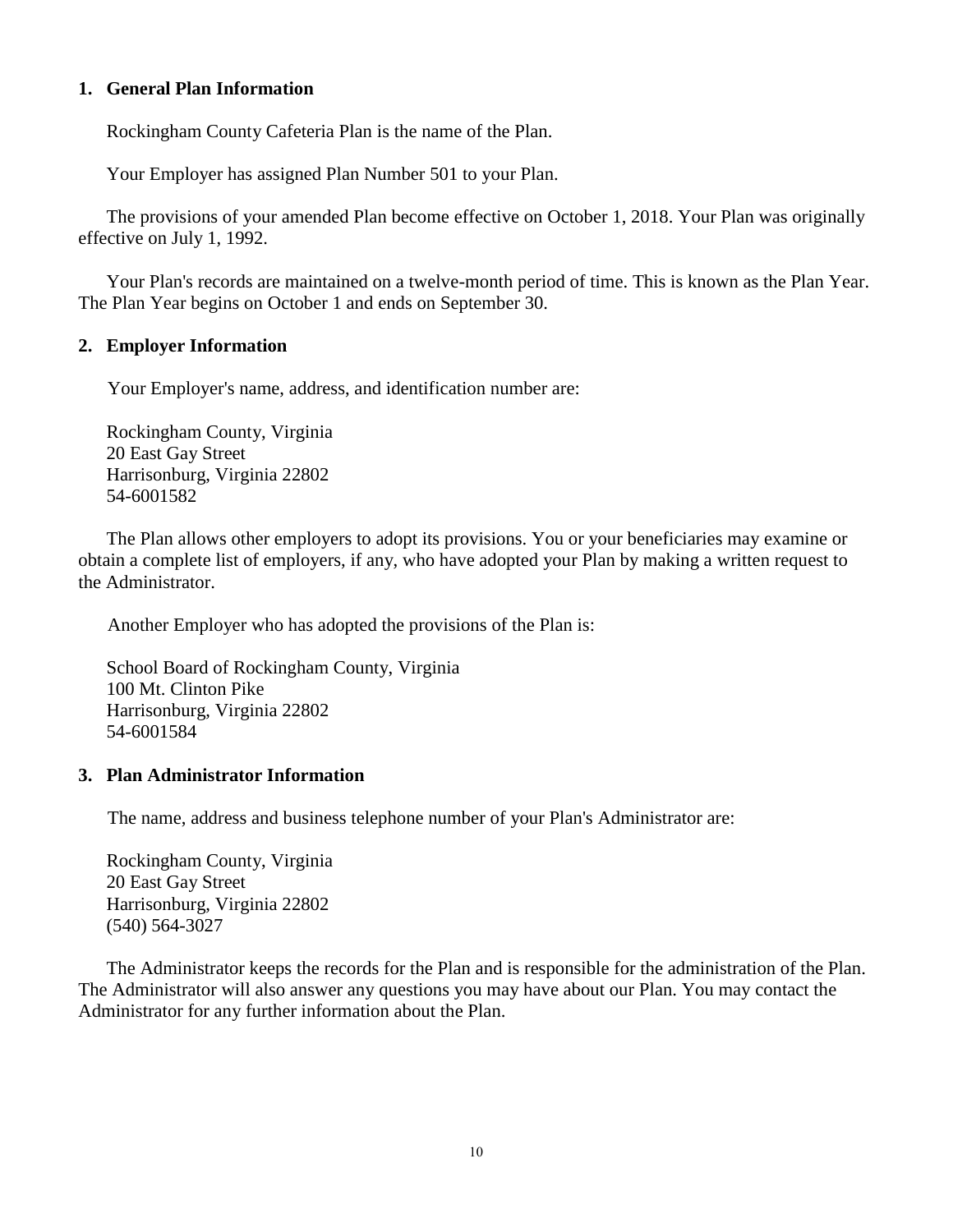## 1. General Plan Information

Rockingham County Cafeteria Plan is the name of the Plan.

Your Employer has assigned Plan Number 501 to your Plan.

The provisions of your amended Plan become effective on October 1, 2018. Your Plan was originally effective on July 1, 1992.

Your Plan's records are maintained on a twelve-month period of time. This is known as the Plan Year. The Plan Year begins on October 1 and ends on September 30.

## 2. Employer Information

Your Employer's name, address, and identification number are:

Rockingham County, Virginia
20 East Gay Street
Harrisonburg, Virginia 22802
54-6001582

The Plan allows other employers to adopt its provisions. You or your beneficiaries may examine or obtain a complete list of employers, if any, who have adopted your Plan by making a written request to the Administrator.

Another Employer who has adopted the provisions of the Plan is:

School Board of Rockingham County, Virginia
100 Mt. Clinton Pike
Harrisonburg, Virginia 22802
54-6001584

## 3. Plan Administrator Information

The name, address and business telephone number of your Plan's Administrator are:

Rockingham County, Virginia
20 East Gay Street
Harrisonburg, Virginia 22802
(540) 564-3027

The Administrator keeps the records for the Plan and is responsible for the administration of the Plan. The Administrator will also answer any questions you may have about our Plan. You may contact the Administrator for any further information about the Plan.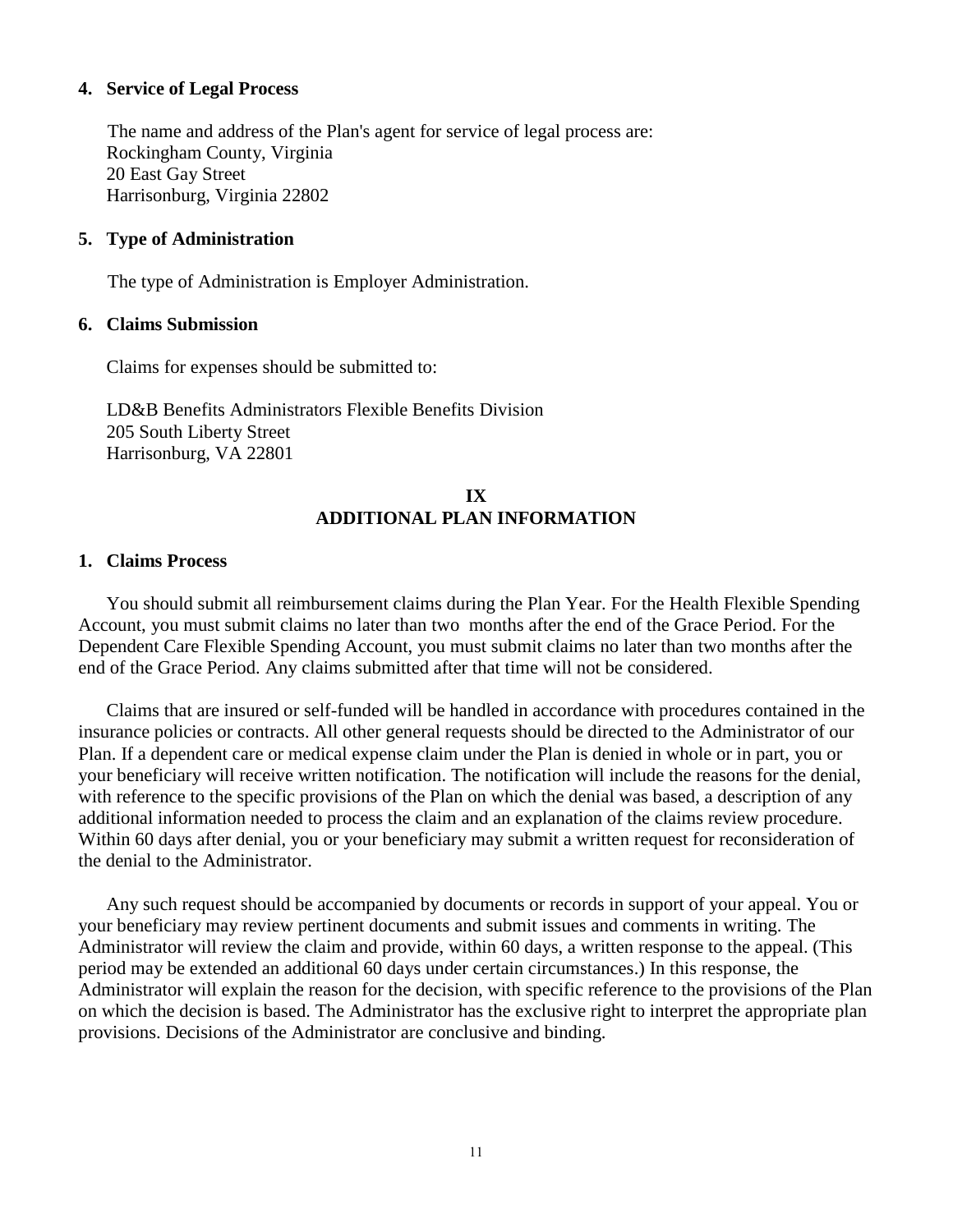### 4. Service of Legal Process

The name and address of the Plan's agent for service of legal process are:
Rockingham County, Virginia
20 East Gay Street
Harrisonburg, Virginia 22802

### 5. Type of Administration

The type of Administration is Employer Administration.

### 6. Claims Submission

Claims for expenses should be submitted to:

LD&B Benefits Administrators Flexible Benefits Division
205 South Liberty Street
Harrisonburg, VA 22801

## IX
## ADDITIONAL PLAN INFORMATION

### 1. Claims Process

You should submit all reimbursement claims during the Plan Year. For the Health Flexible Spending Account, you must submit claims no later than two months after the end of the Grace Period. For the Dependent Care Flexible Spending Account, you must submit claims no later than two months after the end of the Grace Period. Any claims submitted after that time will not be considered.

Claims that are insured or self-funded will be handled in accordance with procedures contained in the insurance policies or contracts. All other general requests should be directed to the Administrator of our Plan. If a dependent care or medical expense claim under the Plan is denied in whole or in part, you or your beneficiary will receive written notification. The notification will include the reasons for the denial, with reference to the specific provisions of the Plan on which the denial was based, a description of any additional information needed to process the claim and an explanation of the claims review procedure. Within 60 days after denial, you or your beneficiary may submit a written request for reconsideration of the denial to the Administrator.

Any such request should be accompanied by documents or records in support of your appeal. You or your beneficiary may review pertinent documents and submit issues and comments in writing. The Administrator will review the claim and provide, within 60 days, a written response to the appeal. (This period may be extended an additional 60 days under certain circumstances.) In this response, the Administrator will explain the reason for the decision, with specific reference to the provisions of the Plan on which the decision is based. The Administrator has the exclusive right to interpret the appropriate plan provisions. Decisions of the Administrator are conclusive and binding.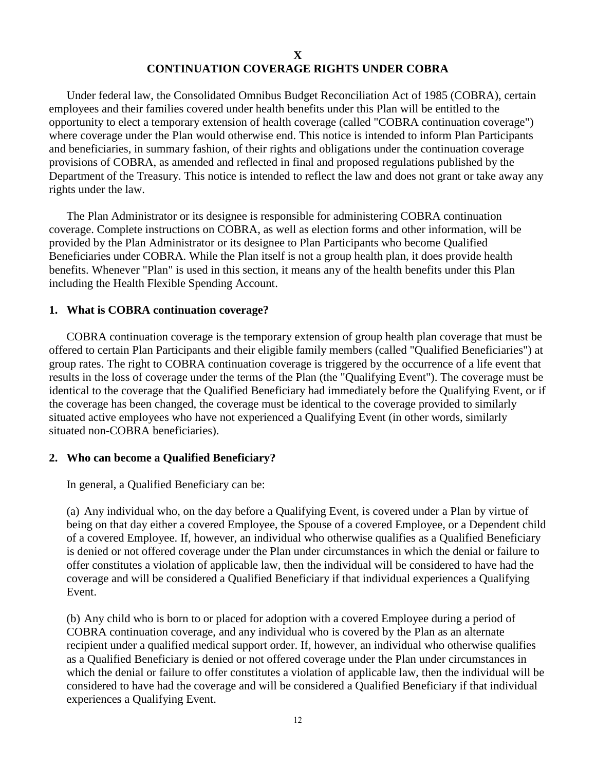# X
# CONTINUATION COVERAGE RIGHTS UNDER COBRA

Under federal law, the Consolidated Omnibus Budget Reconciliation Act of 1985 (COBRA), certain employees and their families covered under health benefits under this Plan will be entitled to the opportunity to elect a temporary extension of health coverage (called "COBRA continuation coverage") where coverage under the Plan would otherwise end. This notice is intended to inform Plan Participants and beneficiaries, in summary fashion, of their rights and obligations under the continuation coverage provisions of COBRA, as amended and reflected in final and proposed regulations published by the Department of the Treasury. This notice is intended to reflect the law and does not grant or take away any rights under the law.

The Plan Administrator or its designee is responsible for administering COBRA continuation coverage. Complete instructions on COBRA, as well as election forms and other information, will be provided by the Plan Administrator or its designee to Plan Participants who become Qualified Beneficiaries under COBRA. While the Plan itself is not a group health plan, it does provide health benefits. Whenever "Plan" is used in this section, it means any of the health benefits under this Plan including the Health Flexible Spending Account.

## 1. What is COBRA continuation coverage?

COBRA continuation coverage is the temporary extension of group health plan coverage that must be offered to certain Plan Participants and their eligible family members (called "Qualified Beneficiaries") at group rates. The right to COBRA continuation coverage is triggered by the occurrence of a life event that results in the loss of coverage under the terms of the Plan (the "Qualifying Event"). The coverage must be identical to the coverage that the Qualified Beneficiary had immediately before the Qualifying Event, or if the coverage has been changed, the coverage must be identical to the coverage provided to similarly situated active employees who have not experienced a Qualifying Event (in other words, similarly situated non-COBRA beneficiaries).

## 2. Who can become a Qualified Beneficiary?

In general, a Qualified Beneficiary can be:

(a) Any individual who, on the day before a Qualifying Event, is covered under a Plan by virtue of being on that day either a covered Employee, the Spouse of a covered Employee, or a Dependent child of a covered Employee. If, however, an individual who otherwise qualifies as a Qualified Beneficiary is denied or not offered coverage under the Plan under circumstances in which the denial or failure to offer constitutes a violation of applicable law, then the individual will be considered to have had the coverage and will be considered a Qualified Beneficiary if that individual experiences a Qualifying Event.

(b) Any child who is born to or placed for adoption with a covered Employee during a period of COBRA continuation coverage, and any individual who is covered by the Plan as an alternate recipient under a qualified medical support order. If, however, an individual who otherwise qualifies as a Qualified Beneficiary is denied or not offered coverage under the Plan under circumstances in which the denial or failure to offer constitutes a violation of applicable law, then the individual will be considered to have had the coverage and will be considered a Qualified Beneficiary if that individual experiences a Qualifying Event.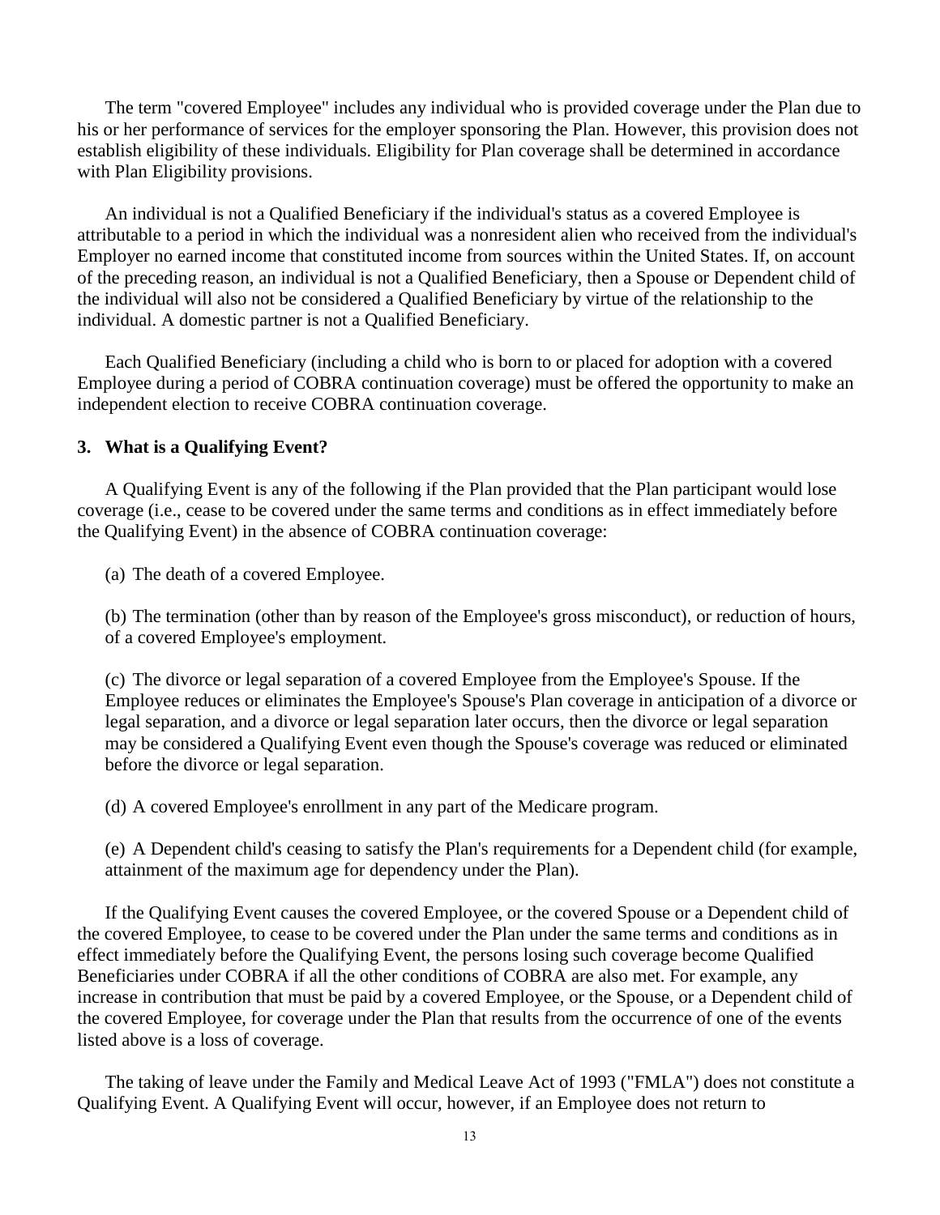The term "covered Employee" includes any individual who is provided coverage under the Plan due to his or her performance of services for the employer sponsoring the Plan. However, this provision does not establish eligibility of these individuals. Eligibility for Plan coverage shall be determined in accordance with Plan Eligibility provisions.

An individual is not a Qualified Beneficiary if the individual's status as a covered Employee is attributable to a period in which the individual was a nonresident alien who received from the individual's Employer no earned income that constituted income from sources within the United States. If, on account of the preceding reason, an individual is not a Qualified Beneficiary, then a Spouse or Dependent child of the individual will also not be considered a Qualified Beneficiary by virtue of the relationship to the individual. A domestic partner is not a Qualified Beneficiary.

Each Qualified Beneficiary (including a child who is born to or placed for adoption with a covered Employee during a period of COBRA continuation coverage) must be offered the opportunity to make an independent election to receive COBRA continuation coverage.

### 3. What is a Qualifying Event?

A Qualifying Event is any of the following if the Plan provided that the Plan participant would lose coverage (i.e., cease to be covered under the same terms and conditions as in effect immediately before the Qualifying Event) in the absence of COBRA continuation coverage:

(a) The death of a covered Employee.

(b) The termination (other than by reason of the Employee's gross misconduct), or reduction of hours, of a covered Employee's employment.

(c) The divorce or legal separation of a covered Employee from the Employee's Spouse. If the Employee reduces or eliminates the Employee's Spouse's Plan coverage in anticipation of a divorce or legal separation, and a divorce or legal separation later occurs, then the divorce or legal separation may be considered a Qualifying Event even though the Spouse's coverage was reduced or eliminated before the divorce or legal separation.

(d) A covered Employee's enrollment in any part of the Medicare program.

(e) A Dependent child's ceasing to satisfy the Plan's requirements for a Dependent child (for example, attainment of the maximum age for dependency under the Plan).

If the Qualifying Event causes the covered Employee, or the covered Spouse or a Dependent child of the covered Employee, to cease to be covered under the Plan under the same terms and conditions as in effect immediately before the Qualifying Event, the persons losing such coverage become Qualified Beneficiaries under COBRA if all the other conditions of COBRA are also met. For example, any increase in contribution that must be paid by a covered Employee, or the Spouse, or a Dependent child of the covered Employee, for coverage under the Plan that results from the occurrence of one of the events listed above is a loss of coverage.

The taking of leave under the Family and Medical Leave Act of 1993 ("FMLA") does not constitute a Qualifying Event. A Qualifying Event will occur, however, if an Employee does not return to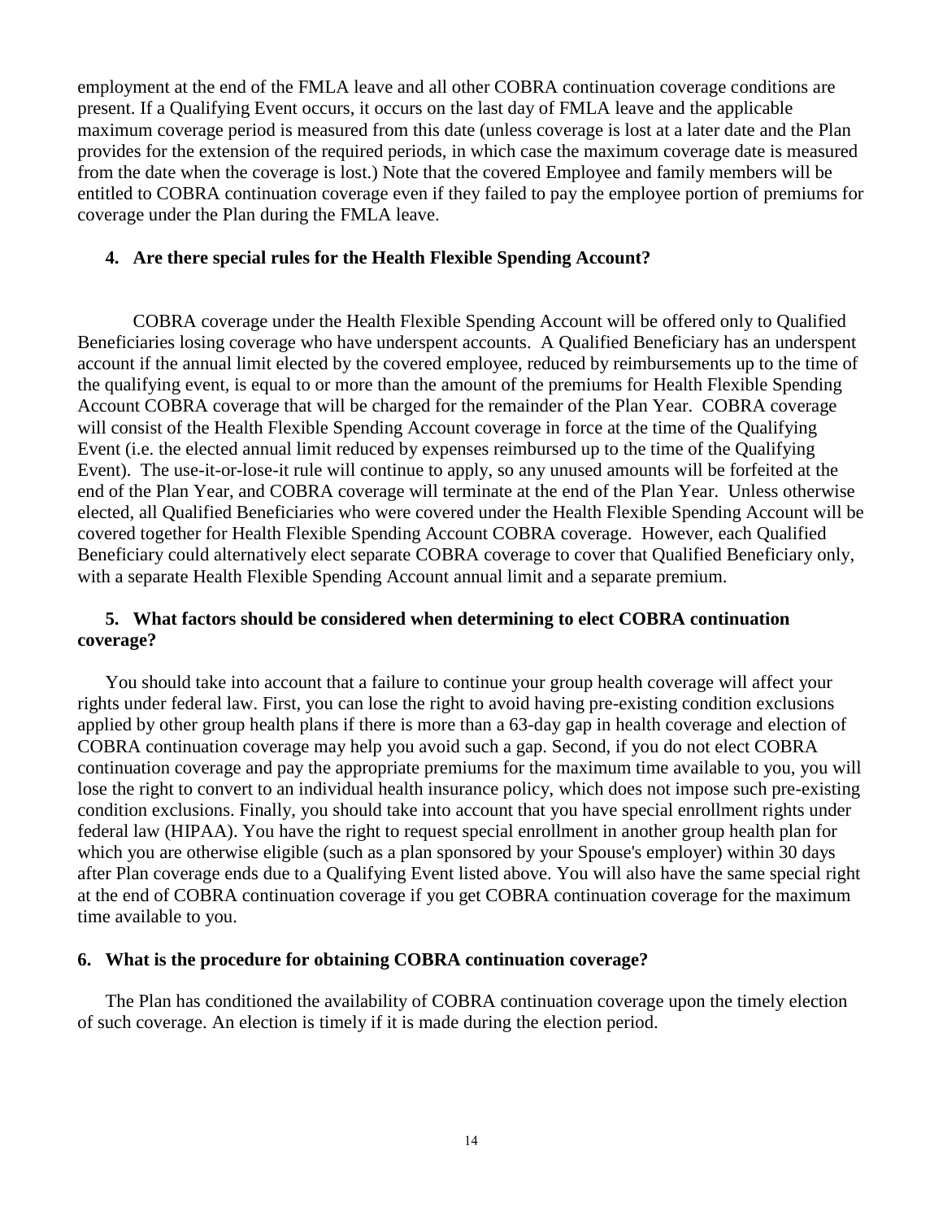employment at the end of the FMLA leave and all other COBRA continuation coverage conditions are present. If a Qualifying Event occurs, it occurs on the last day of FMLA leave and the applicable maximum coverage period is measured from this date (unless coverage is lost at a later date and the Plan provides for the extension of the required periods, in which case the maximum coverage date is measured from the date when the coverage is lost.) Note that the covered Employee and family members will be entitled to COBRA continuation coverage even if they failed to pay the employee portion of premiums for coverage under the Plan during the FMLA leave.

**4. Are there special rules for the Health Flexible Spending Account?**

COBRA coverage under the Health Flexible Spending Account will be offered only to Qualified Beneficiaries losing coverage who have underspent accounts. A Qualified Beneficiary has an underspent account if the annual limit elected by the covered employee, reduced by reimbursements up to the time of the qualifying event, is equal to or more than the amount of the premiums for Health Flexible Spending Account COBRA coverage that will be charged for the remainder of the Plan Year. COBRA coverage will consist of the Health Flexible Spending Account coverage in force at the time of the Qualifying Event (i.e. the elected annual limit reduced by expenses reimbursed up to the time of the Qualifying Event). The use-it-or-lose-it rule will continue to apply, so any unused amounts will be forfeited at the end of the Plan Year, and COBRA coverage will terminate at the end of the Plan Year. Unless otherwise elected, all Qualified Beneficiaries who were covered under the Health Flexible Spending Account will be covered together for Health Flexible Spending Account COBRA coverage. However, each Qualified Beneficiary could alternatively elect separate COBRA coverage to cover that Qualified Beneficiary only, with a separate Health Flexible Spending Account annual limit and a separate premium.

**5. What factors should be considered when determining to elect COBRA continuation coverage?**

You should take into account that a failure to continue your group health coverage will affect your rights under federal law. First, you can lose the right to avoid having pre-existing condition exclusions applied by other group health plans if there is more than a 63-day gap in health coverage and election of COBRA continuation coverage may help you avoid such a gap. Second, if you do not elect COBRA continuation coverage and pay the appropriate premiums for the maximum time available to you, you will lose the right to convert to an individual health insurance policy, which does not impose such pre-existing condition exclusions. Finally, you should take into account that you have special enrollment rights under federal law (HIPAA). You have the right to request special enrollment in another group health plan for which you are otherwise eligible (such as a plan sponsored by your Spouse's employer) within 30 days after Plan coverage ends due to a Qualifying Event listed above. You will also have the same special right at the end of COBRA continuation coverage if you get COBRA continuation coverage for the maximum time available to you.

**6. What is the procedure for obtaining COBRA continuation coverage?**

The Plan has conditioned the availability of COBRA continuation coverage upon the timely election of such coverage. An election is timely if it is made during the election period.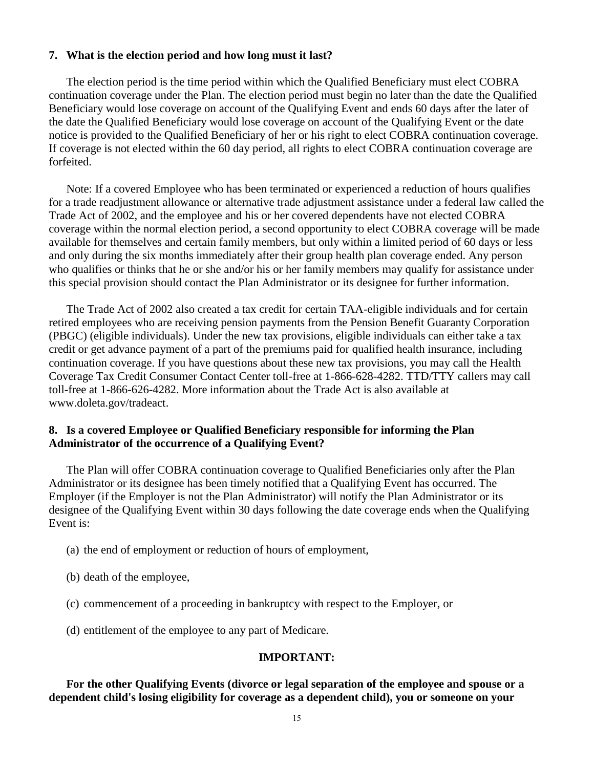### 7. What is the election period and how long must it last?

The election period is the time period within which the Qualified Beneficiary must elect COBRA continuation coverage under the Plan. The election period must begin no later than the date the Qualified Beneficiary would lose coverage on account of the Qualifying Event and ends 60 days after the later of the date the Qualified Beneficiary would lose coverage on account of the Qualifying Event or the date notice is provided to the Qualified Beneficiary of her or his right to elect COBRA continuation coverage. If coverage is not elected within the 60 day period, all rights to elect COBRA continuation coverage are forfeited.

Note: If a covered Employee who has been terminated or experienced a reduction of hours qualifies for a trade readjustment allowance or alternative trade adjustment assistance under a federal law called the Trade Act of 2002, and the employee and his or her covered dependents have not elected COBRA coverage within the normal election period, a second opportunity to elect COBRA coverage will be made available for themselves and certain family members, but only within a limited period of 60 days or less and only during the six months immediately after their group health plan coverage ended. Any person who qualifies or thinks that he or she and/or his or her family members may qualify for assistance under this special provision should contact the Plan Administrator or its designee for further information.

The Trade Act of 2002 also created a tax credit for certain TAA-eligible individuals and for certain retired employees who are receiving pension payments from the Pension Benefit Guaranty Corporation (PBGC) (eligible individuals). Under the new tax provisions, eligible individuals can either take a tax credit or get advance payment of a part of the premiums paid for qualified health insurance, including continuation coverage. If you have questions about these new tax provisions, you may call the Health Coverage Tax Credit Consumer Contact Center toll-free at 1-866-628-4282. TTD/TTY callers may call toll-free at 1-866-626-4282. More information about the Trade Act is also available at www.doleta.gov/tradeact.

### 8. Is a covered Employee or Qualified Beneficiary responsible for informing the Plan Administrator of the occurrence of a Qualifying Event?

The Plan will offer COBRA continuation coverage to Qualified Beneficiaries only after the Plan Administrator or its designee has been timely notified that a Qualifying Event has occurred. The Employer (if the Employer is not the Plan Administrator) will notify the Plan Administrator or its designee of the Qualifying Event within 30 days following the date coverage ends when the Qualifying Event is:

(a) the end of employment or reduction of hours of employment,

(b) death of the employee,

(c) commencement of a proceeding in bankruptcy with respect to the Employer, or

(d) entitlement of the employee to any part of Medicare.

**IMPORTANT:**

**For the other Qualifying Events (divorce or legal separation of the employee and spouse or a dependent child's losing eligibility for coverage as a dependent child), you or someone on your**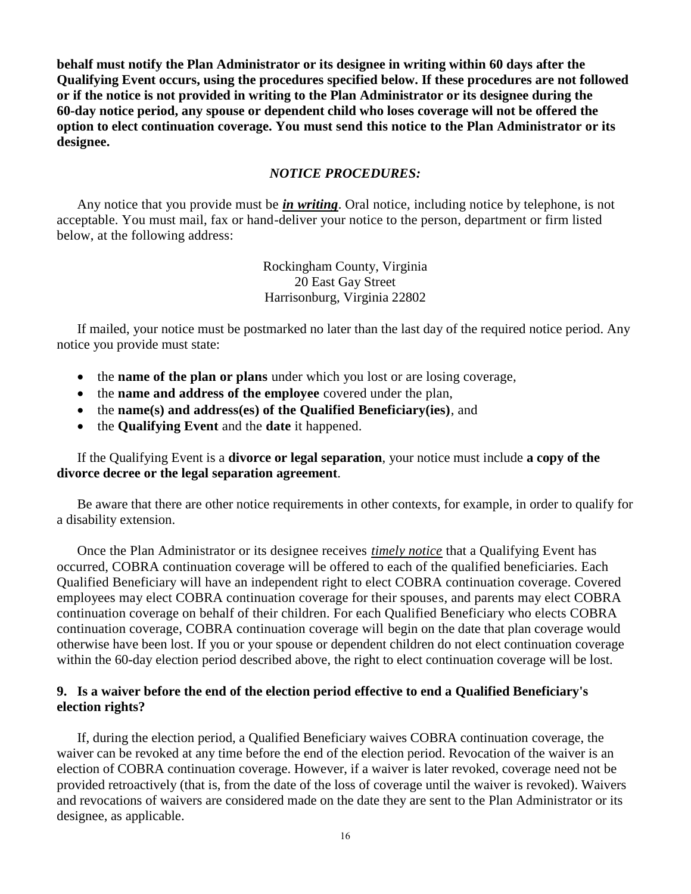**behalf must notify the Plan Administrator or its designee in writing within 60 days after the Qualifying Event occurs, using the procedures specified below. If these procedures are not followed or if the notice is not provided in writing to the Plan Administrator or its designee during the 60-day notice period, any spouse or dependent child who loses coverage will not be offered the option to elect continuation coverage. You must send this notice to the Plan Administrator or its designee.**

***NOTICE PROCEDURES:***

Any notice that you provide must be ***<u>in writing</u>***. Oral notice, including notice by telephone, is not acceptable. You must mail, fax or hand-deliver your notice to the person, department or firm listed below, at the following address:

Rockingham County, Virginia
20 East Gay Street
Harrisonburg, Virginia 22802

If mailed, your notice must be postmarked no later than the last day of the required notice period. Any notice you provide must state:

- the **name of the plan or plans** under which you lost or are losing coverage,
- the **name and address of the employee** covered under the plan,
- the **name(s) and address(es) of the Qualified Beneficiary(ies)**, and
- the **Qualifying Event** and the **date** it happened.

If the Qualifying Event is a **divorce or legal separation**, your notice must include **a copy of the divorce decree or the legal separation agreement**.

Be aware that there are other notice requirements in other contexts, for example, in order to qualify for a disability extension.

Once the Plan Administrator or its designee receives *<u>timely notice</u>* that a Qualifying Event has occurred, COBRA continuation coverage will be offered to each of the qualified beneficiaries. Each Qualified Beneficiary will have an independent right to elect COBRA continuation coverage. Covered employees may elect COBRA continuation coverage for their spouses, and parents may elect COBRA continuation coverage on behalf of their children. For each Qualified Beneficiary who elects COBRA continuation coverage, COBRA continuation coverage will begin on the date that plan coverage would otherwise have been lost. If you or your spouse or dependent children do not elect continuation coverage within the 60-day election period described above, the right to elect continuation coverage will be lost.

### 9. Is a waiver before the end of the election period effective to end a Qualified Beneficiary's election rights?

If, during the election period, a Qualified Beneficiary waives COBRA continuation coverage, the waiver can be revoked at any time before the end of the election period. Revocation of the waiver is an election of COBRA continuation coverage. However, if a waiver is later revoked, coverage need not be provided retroactively (that is, from the date of the loss of coverage until the waiver is revoked). Waivers and revocations of waivers are considered made on the date they are sent to the Plan Administrator or its designee, as applicable.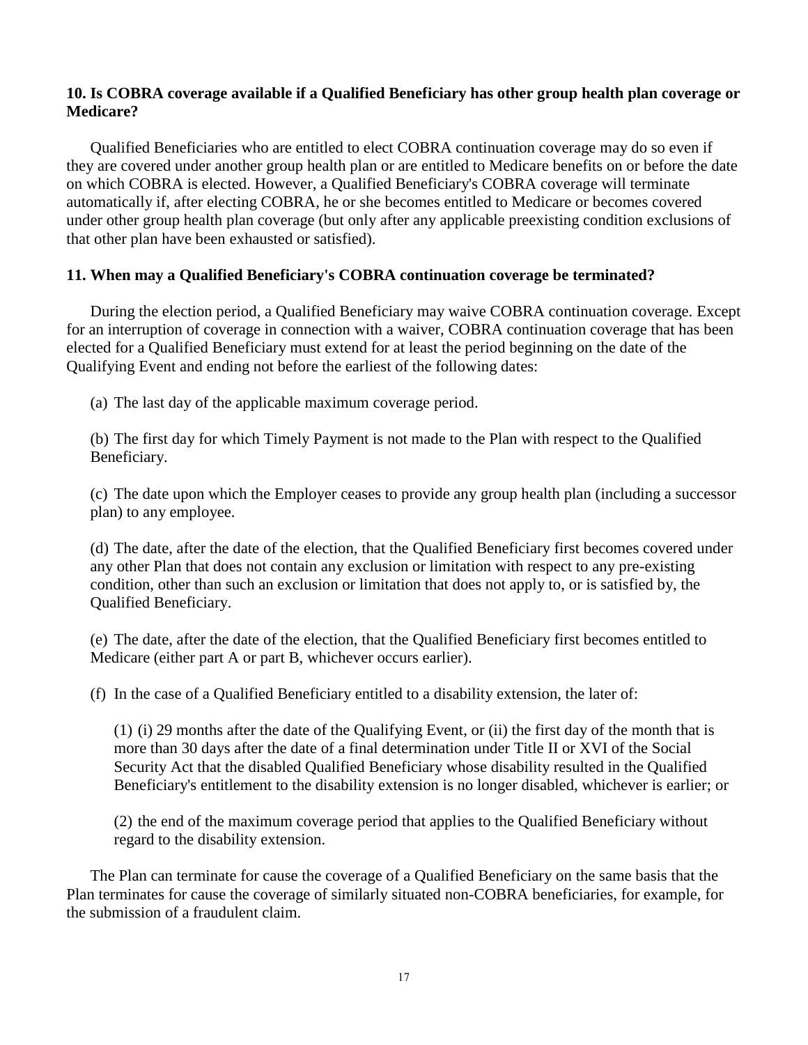### 10. Is COBRA coverage available if a Qualified Beneficiary has other group health plan coverage or Medicare?

Qualified Beneficiaries who are entitled to elect COBRA continuation coverage may do so even if they are covered under another group health plan or are entitled to Medicare benefits on or before the date on which COBRA is elected. However, a Qualified Beneficiary's COBRA coverage will terminate automatically if, after electing COBRA, he or she becomes entitled to Medicare or becomes covered under other group health plan coverage (but only after any applicable preexisting condition exclusions of that other plan have been exhausted or satisfied).

### 11. When may a Qualified Beneficiary's COBRA continuation coverage be terminated?

During the election period, a Qualified Beneficiary may waive COBRA continuation coverage. Except for an interruption of coverage in connection with a waiver, COBRA continuation coverage that has been elected for a Qualified Beneficiary must extend for at least the period beginning on the date of the Qualifying Event and ending not before the earliest of the following dates:

(a) The last day of the applicable maximum coverage period.

(b) The first day for which Timely Payment is not made to the Plan with respect to the Qualified Beneficiary.

(c) The date upon which the Employer ceases to provide any group health plan (including a successor plan) to any employee.

(d) The date, after the date of the election, that the Qualified Beneficiary first becomes covered under any other Plan that does not contain any exclusion or limitation with respect to any pre-existing condition, other than such an exclusion or limitation that does not apply to, or is satisfied by, the Qualified Beneficiary.

(e) The date, after the date of the election, that the Qualified Beneficiary first becomes entitled to Medicare (either part A or part B, whichever occurs earlier).

(f) In the case of a Qualified Beneficiary entitled to a disability extension, the later of:

> (1) (i) 29 months after the date of the Qualifying Event, or (ii) the first day of the month that is more than 30 days after the date of a final determination under Title II or XVI of the Social Security Act that the disabled Qualified Beneficiary whose disability resulted in the Qualified Beneficiary's entitlement to the disability extension is no longer disabled, whichever is earlier; or
>
> (2) the end of the maximum coverage period that applies to the Qualified Beneficiary without regard to the disability extension.

The Plan can terminate for cause the coverage of a Qualified Beneficiary on the same basis that the Plan terminates for cause the coverage of similarly situated non-COBRA beneficiaries, for example, for the submission of a fraudulent claim.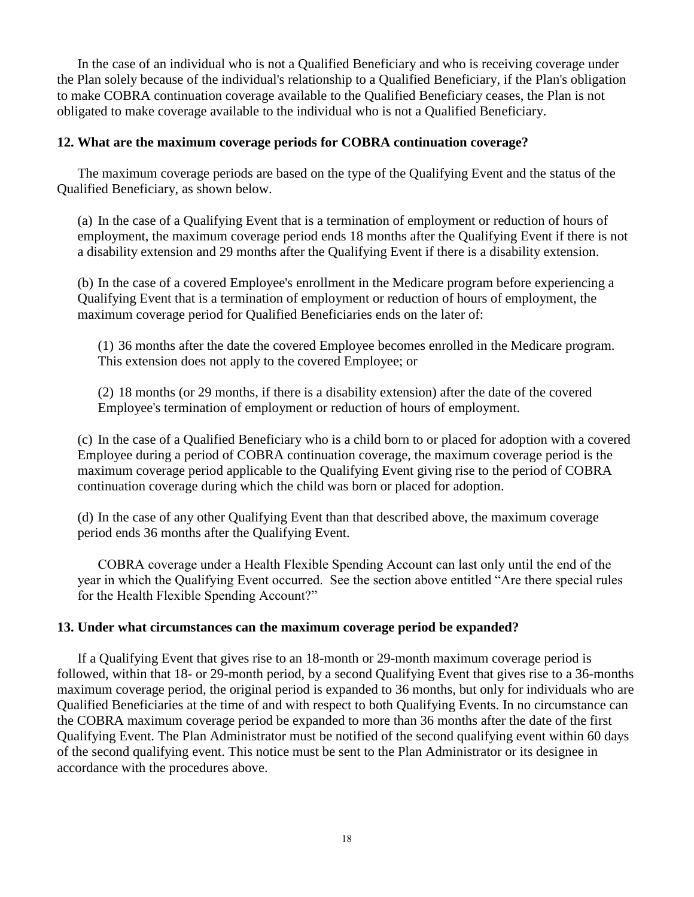In the case of an individual who is not a Qualified Beneficiary and who is receiving coverage under the Plan solely because of the individual's relationship to a Qualified Beneficiary, if the Plan's obligation to make COBRA continuation coverage available to the Qualified Beneficiary ceases, the Plan is not obligated to make coverage available to the individual who is not a Qualified Beneficiary.

### 12. What are the maximum coverage periods for COBRA continuation coverage?

The maximum coverage periods are based on the type of the Qualifying Event and the status of the Qualified Beneficiary, as shown below.

(a) In the case of a Qualifying Event that is a termination of employment or reduction of hours of employment, the maximum coverage period ends 18 months after the Qualifying Event if there is not a disability extension and 29 months after the Qualifying Event if there is a disability extension.

(b) In the case of a covered Employee's enrollment in the Medicare program before experiencing a Qualifying Event that is a termination of employment or reduction of hours of employment, the maximum coverage period for Qualified Beneficiaries ends on the later of:

(1) 36 months after the date the covered Employee becomes enrolled in the Medicare program. This extension does not apply to the covered Employee; or

(2) 18 months (or 29 months, if there is a disability extension) after the date of the covered Employee's termination of employment or reduction of hours of employment.

(c) In the case of a Qualified Beneficiary who is a child born to or placed for adoption with a covered Employee during a period of COBRA continuation coverage, the maximum coverage period is the maximum coverage period applicable to the Qualifying Event giving rise to the period of COBRA continuation coverage during which the child was born or placed for adoption.

(d) In the case of any other Qualifying Event than that described above, the maximum coverage period ends 36 months after the Qualifying Event.

COBRA coverage under a Health Flexible Spending Account can last only until the end of the year in which the Qualifying Event occurred. See the section above entitled "Are there special rules for the Health Flexible Spending Account?"

### 13. Under what circumstances can the maximum coverage period be expanded?

If a Qualifying Event that gives rise to an 18-month or 29-month maximum coverage period is followed, within that 18- or 29-month period, by a second Qualifying Event that gives rise to a 36-months maximum coverage period, the original period is expanded to 36 months, but only for individuals who are Qualified Beneficiaries at the time of and with respect to both Qualifying Events. In no circumstance can the COBRA maximum coverage period be expanded to more than 36 months after the date of the first Qualifying Event. The Plan Administrator must be notified of the second qualifying event within 60 days of the second qualifying event. This notice must be sent to the Plan Administrator or its designee in accordance with the procedures above.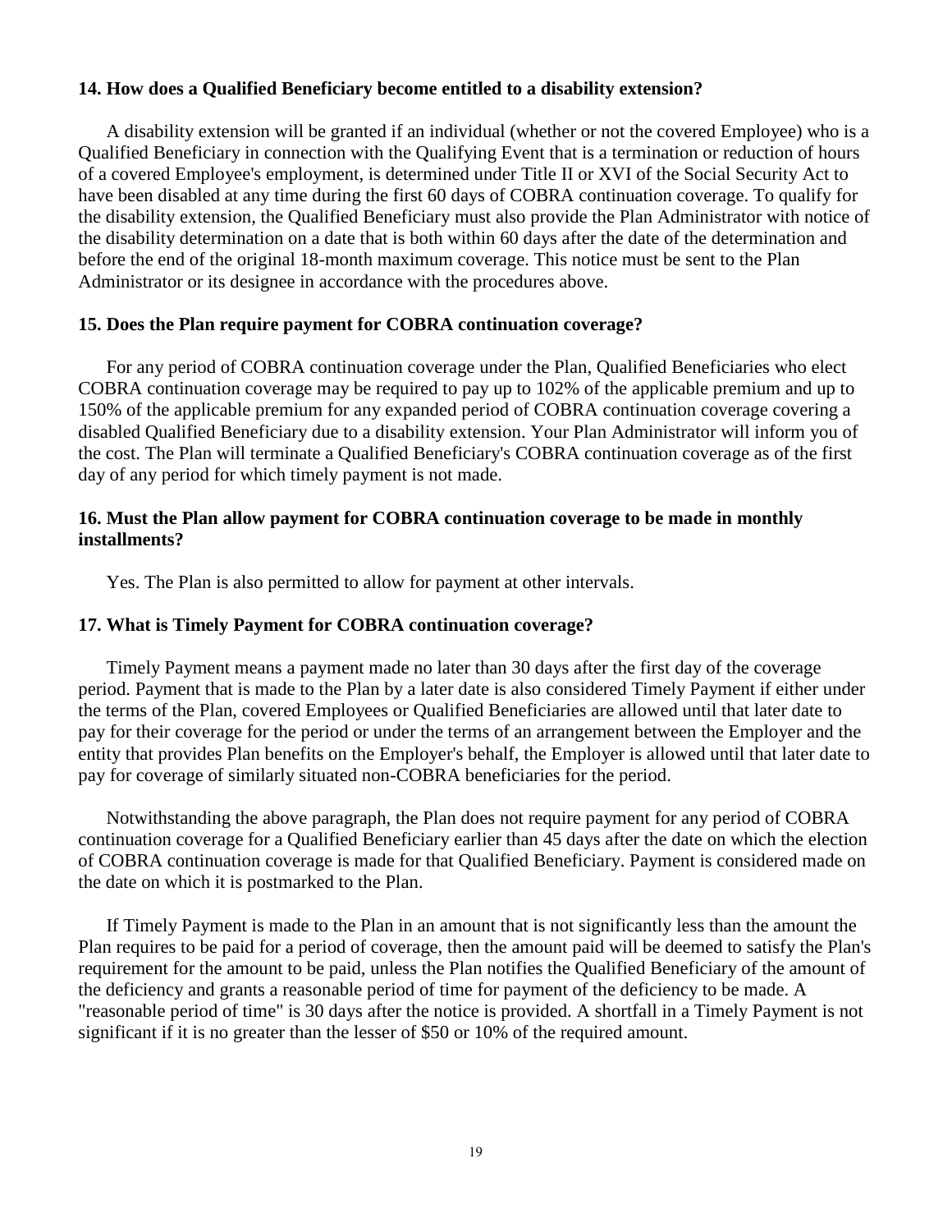**14. How does a Qualified Beneficiary become entitled to a disability extension?**

A disability extension will be granted if an individual (whether or not the covered Employee) who is a Qualified Beneficiary in connection with the Qualifying Event that is a termination or reduction of hours of a covered Employee's employment, is determined under Title II or XVI of the Social Security Act to have been disabled at any time during the first 60 days of COBRA continuation coverage. To qualify for the disability extension, the Qualified Beneficiary must also provide the Plan Administrator with notice of the disability determination on a date that is both within 60 days after the date of the determination and before the end of the original 18-month maximum coverage. This notice must be sent to the Plan Administrator or its designee in accordance with the procedures above.

**15. Does the Plan require payment for COBRA continuation coverage?**

For any period of COBRA continuation coverage under the Plan, Qualified Beneficiaries who elect COBRA continuation coverage may be required to pay up to 102% of the applicable premium and up to 150% of the applicable premium for any expanded period of COBRA continuation coverage covering a disabled Qualified Beneficiary due to a disability extension. Your Plan Administrator will inform you of the cost. The Plan will terminate a Qualified Beneficiary's COBRA continuation coverage as of the first day of any period for which timely payment is not made.

**16. Must the Plan allow payment for COBRA continuation coverage to be made in monthly installments?**

Yes. The Plan is also permitted to allow for payment at other intervals.

**17. What is Timely Payment for COBRA continuation coverage?**

Timely Payment means a payment made no later than 30 days after the first day of the coverage period. Payment that is made to the Plan by a later date is also considered Timely Payment if either under the terms of the Plan, covered Employees or Qualified Beneficiaries are allowed until that later date to pay for their coverage for the period or under the terms of an arrangement between the Employer and the entity that provides Plan benefits on the Employer's behalf, the Employer is allowed until that later date to pay for coverage of similarly situated non-COBRA beneficiaries for the period.

Notwithstanding the above paragraph, the Plan does not require payment for any period of COBRA continuation coverage for a Qualified Beneficiary earlier than 45 days after the date on which the election of COBRA continuation coverage is made for that Qualified Beneficiary. Payment is considered made on the date on which it is postmarked to the Plan.

If Timely Payment is made to the Plan in an amount that is not significantly less than the amount the Plan requires to be paid for a period of coverage, then the amount paid will be deemed to satisfy the Plan's requirement for the amount to be paid, unless the Plan notifies the Qualified Beneficiary of the amount of the deficiency and grants a reasonable period of time for payment of the deficiency to be made. A "reasonable period of time" is 30 days after the notice is provided. A shortfall in a Timely Payment is not significant if it is no greater than the lesser of $50 or 10% of the required amount.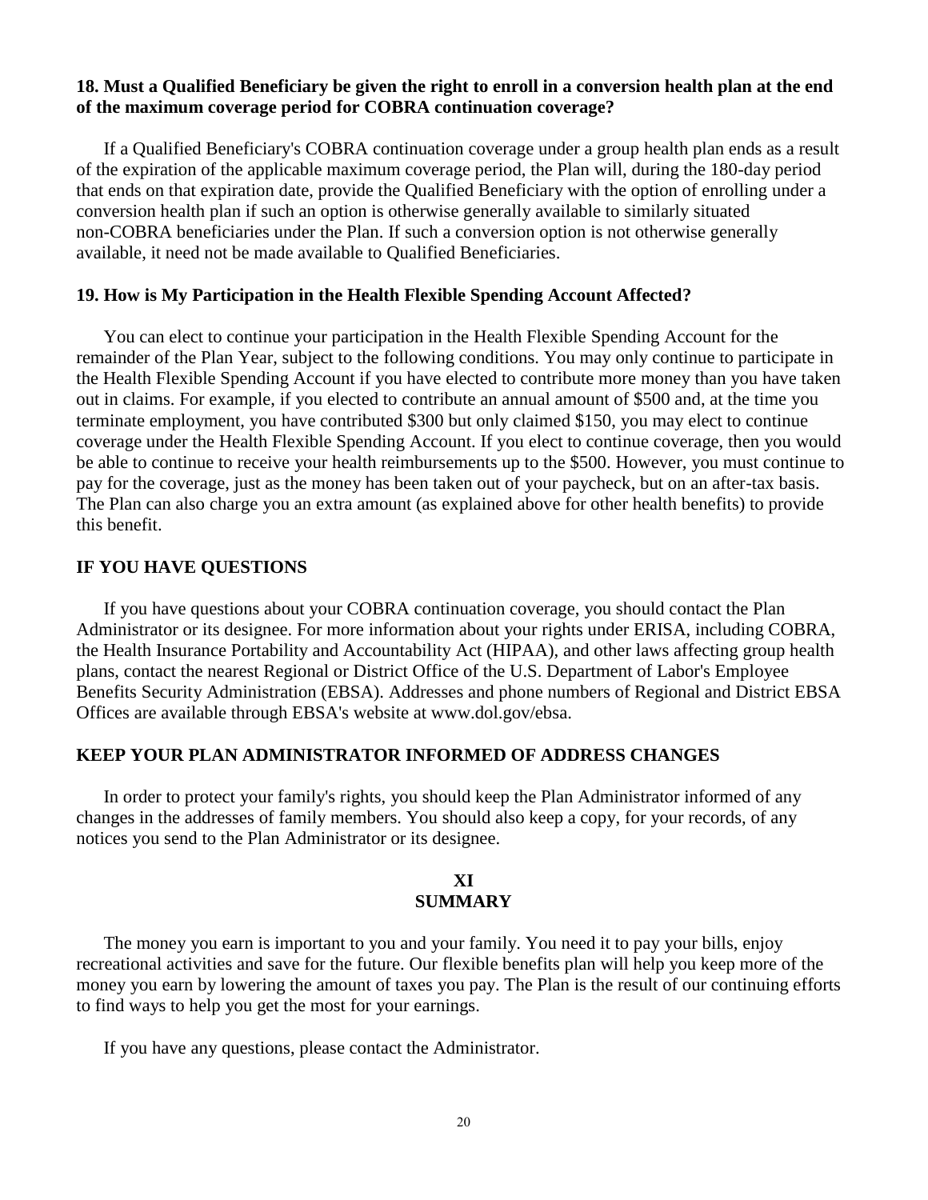### 18. Must a Qualified Beneficiary be given the right to enroll in a conversion health plan at the end of the maximum coverage period for COBRA continuation coverage?

If a Qualified Beneficiary's COBRA continuation coverage under a group health plan ends as a result of the expiration of the applicable maximum coverage period, the Plan will, during the 180-day period that ends on that expiration date, provide the Qualified Beneficiary with the option of enrolling under a conversion health plan if such an option is otherwise generally available to similarly situated non-COBRA beneficiaries under the Plan. If such a conversion option is not otherwise generally available, it need not be made available to Qualified Beneficiaries.

### 19. How is My Participation in the Health Flexible Spending Account Affected?

You can elect to continue your participation in the Health Flexible Spending Account for the remainder of the Plan Year, subject to the following conditions. You may only continue to participate in the Health Flexible Spending Account if you have elected to contribute more money than you have taken out in claims. For example, if you elected to contribute an annual amount of $500 and, at the time you terminate employment, you have contributed $300 but only claimed $150, you may elect to continue coverage under the Health Flexible Spending Account. If you elect to continue coverage, then you would be able to continue to receive your health reimbursements up to the $500. However, you must continue to pay for the coverage, just as the money has been taken out of your paycheck, but on an after-tax basis. The Plan can also charge you an extra amount (as explained above for other health benefits) to provide this benefit.

### IF YOU HAVE QUESTIONS

If you have questions about your COBRA continuation coverage, you should contact the Plan Administrator or its designee. For more information about your rights under ERISA, including COBRA, the Health Insurance Portability and Accountability Act (HIPAA), and other laws affecting group health plans, contact the nearest Regional or District Office of the U.S. Department of Labor's Employee Benefits Security Administration (EBSA). Addresses and phone numbers of Regional and District EBSA Offices are available through EBSA's website at www.dol.gov/ebsa.

### KEEP YOUR PLAN ADMINISTRATOR INFORMED OF ADDRESS CHANGES

In order to protect your family's rights, you should keep the Plan Administrator informed of any changes in the addresses of family members. You should also keep a copy, for your records, of any notices you send to the Plan Administrator or its designee.

## XI
## SUMMARY

The money you earn is important to you and your family. You need it to pay your bills, enjoy recreational activities and save for the future. Our flexible benefits plan will help you keep more of the money you earn by lowering the amount of taxes you pay. The Plan is the result of our continuing efforts to find ways to help you get the most for your earnings.

If you have any questions, please contact the Administrator.